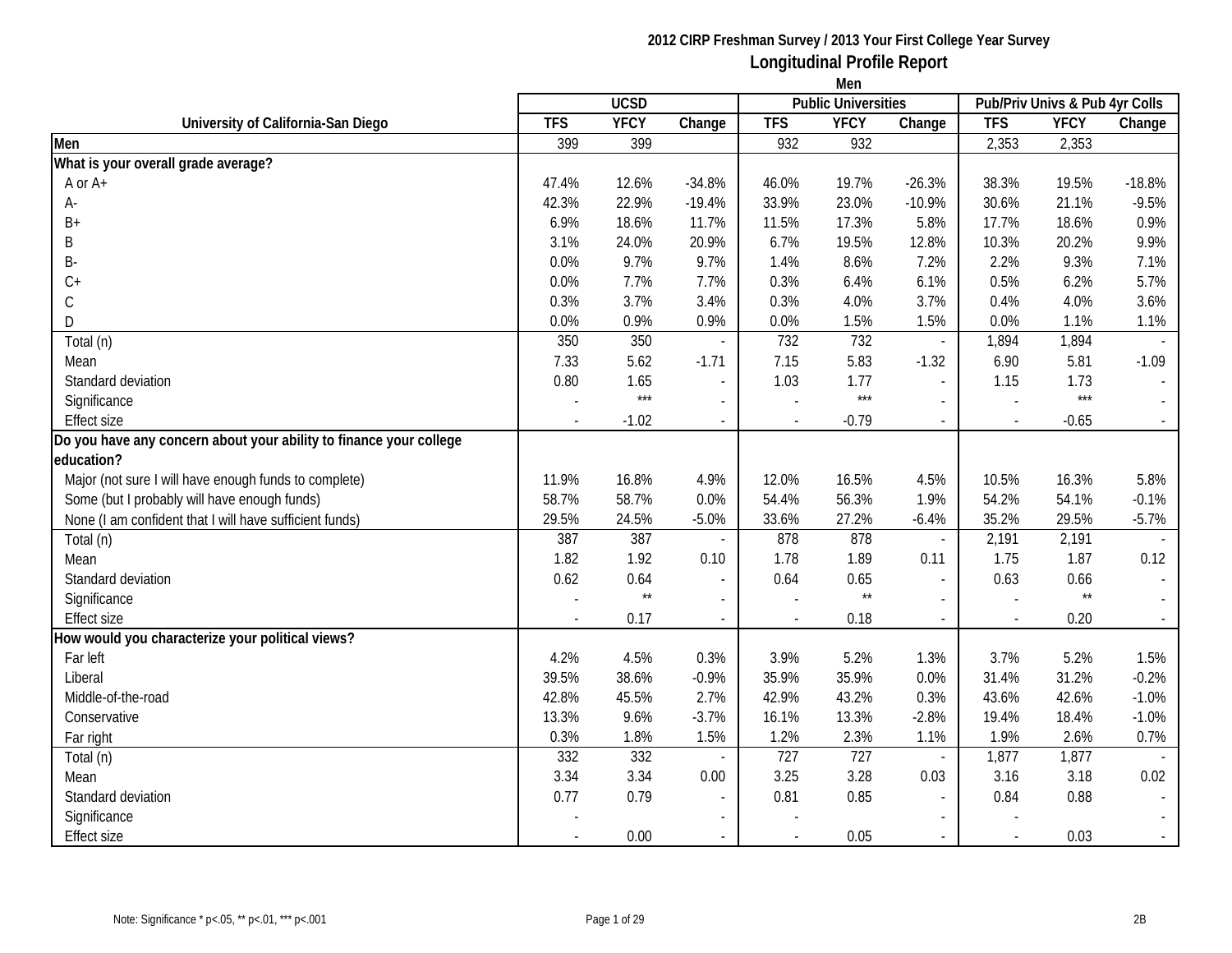**2012 CIRP Freshman Survey / 2013 Your First College Year Survey**

**Longitudinal Profile Report**

**Men**

| University of California-San Diego | UCSD | | | Public Universities | | | Pub/Priv Univs & Pub 4yr Colls | | |
|---|---|---|---|---|---|---|---|---|---|
| | TFS | YFCY | Change | TFS | YFCY | Change | TFS | YFCY | Change |
| **Men** | 399 | 399 | | 932 | 932 | | 2,353 | 2,353 | |
| **What is your overall grade average?** | | | | | | | | | |
| A or A+ | 47.4% | 12.6% | -34.8% | 46.0% | 19.7% | -26.3% | 38.3% | 19.5% | -18.8% |
| A- | 42.3% | 22.9% | -19.4% | 33.9% | 23.0% | -10.9% | 30.6% | 21.1% | -9.5% |
| B+ | 6.9% | 18.6% | 11.7% | 11.5% | 17.3% | 5.8% | 17.7% | 18.6% | 0.9% |
| B | 3.1% | 24.0% | 20.9% | 6.7% | 19.5% | 12.8% | 10.3% | 20.2% | 9.9% |
| B- | 0.0% | 9.7% | 9.7% | 1.4% | 8.6% | 7.2% | 2.2% | 9.3% | 7.1% |
| C+ | 0.0% | 7.7% | 7.7% | 0.3% | 6.4% | 6.1% | 0.5% | 6.2% | 5.7% |
| C | 0.3% | 3.7% | 3.4% | 0.3% | 4.0% | 3.7% | 0.4% | 4.0% | 3.6% |
| D | 0.0% | 0.9% | 0.9% | 0.0% | 1.5% | 1.5% | 0.0% | 1.1% | 1.1% |
| Total (n) | 350 | 350 | - | 732 | 732 | - | 1,894 | 1,894 | - |
| Mean | 7.33 | 5.62 | -1.71 | 7.15 | 5.83 | -1.32 | 6.90 | 5.81 | -1.09 |
| Standard deviation | 0.80 | 1.65 | - | 1.03 | 1.77 | - | 1.15 | 1.73 | - |
| Significance | - | *** | - | - | *** | - | - | *** | - |
| Effect size | - | -1.02 | - | - | -0.79 | - | - | -0.65 | - |
| **Do you have any concern about your ability to finance your college education?** | | | | | | | | | |
| Major (not sure I will have enough funds to complete) | 11.9% | 16.8% | 4.9% | 12.0% | 16.5% | 4.5% | 10.5% | 16.3% | 5.8% |
| Some (but I probably will have enough funds) | 58.7% | 58.7% | 0.0% | 54.4% | 56.3% | 1.9% | 54.2% | 54.1% | -0.1% |
| None (I am confident that I will have sufficient funds) | 29.5% | 24.5% | -5.0% | 33.6% | 27.2% | -6.4% | 35.2% | 29.5% | -5.7% |
| Total (n) | 387 | 387 | - | 878 | 878 | - | 2,191 | 2,191 | - |
| Mean | 1.82 | 1.92 | 0.10 | 1.78 | 1.89 | 0.11 | 1.75 | 1.87 | 0.12 |
| Standard deviation | 0.62 | 0.64 | - | 0.64 | 0.65 | - | 0.63 | 0.66 | - |
| Significance | - | ** | - | - | ** | - | - | ** | - |
| Effect size | - | 0.17 | - | - | 0.18 | - | - | 0.20 | - |
| **How would you characterize your political views?** | | | | | | | | | |
| Far left | 4.2% | 4.5% | 0.3% | 3.9% | 5.2% | 1.3% | 3.7% | 5.2% | 1.5% |
| Liberal | 39.5% | 38.6% | -0.9% | 35.9% | 35.9% | 0.0% | 31.4% | 31.2% | -0.2% |
| Middle-of-the-road | 42.8% | 45.5% | 2.7% | 42.9% | 43.2% | 0.3% | 43.6% | 42.6% | -1.0% |
| Conservative | 13.3% | 9.6% | -3.7% | 16.1% | 13.3% | -2.8% | 19.4% | 18.4% | -1.0% |
| Far right | 0.3% | 1.8% | 1.5% | 1.2% | 2.3% | 1.1% | 1.9% | 2.6% | 0.7% |
| Total (n) | 332 | 332 | - | 727 | 727 | - | 1,877 | 1,877 | - |
| Mean | 3.34 | 3.34 | 0.00 | 3.25 | 3.28 | 0.03 | 3.16 | 3.18 | 0.02 |
| Standard deviation | 0.77 | 0.79 | - | 0.81 | 0.85 | - | 0.84 | 0.88 | - |
| Significance | - | | - | - | | - | - | | - |
| Effect size | - | 0.00 | - | - | 0.05 | - | - | 0.03 | - |

Note: Significance * p<.05, ** p<.01, *** p<.001

2B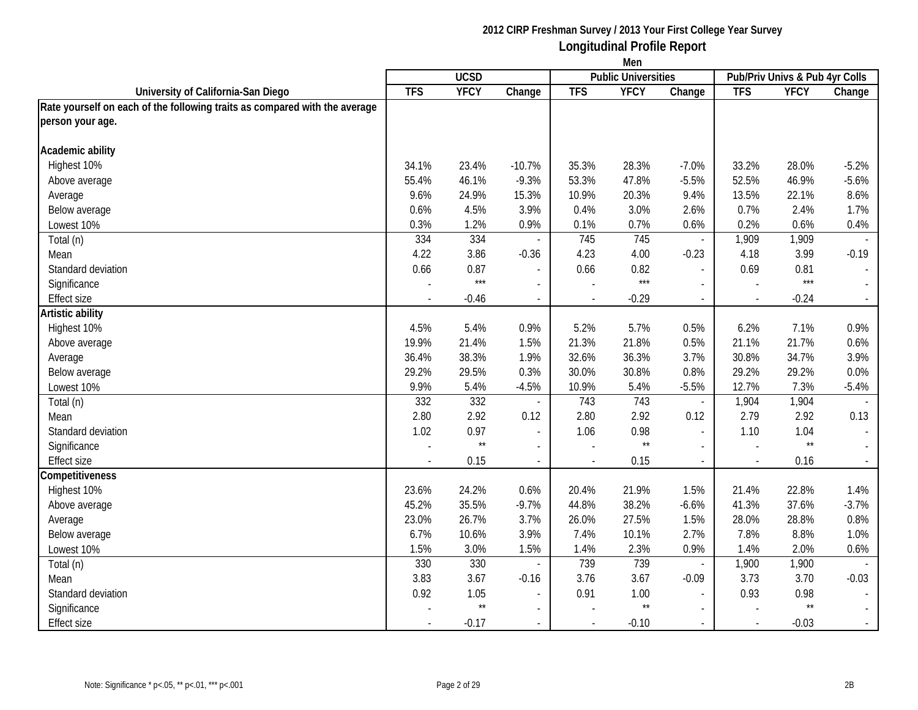# 2012 CIRP Freshman Survey / 2013 Your First College Year Survey

## Longitudinal Profile Report

### Men

| University of California-San Diego | UCSD | | | Public Universities | | | Pub/Priv Univs & Pub 4yr Colls | | |
|---|---|---|---|---|---|---|---|---|---|
| | TFS | YFCY | Change | TFS | YFCY | Change | TFS | YFCY | Change |
| **Rate yourself on each of the following traits as compared with the average person your age.** | | | | | | | | | |
| **Academic ability** | | | | | | | | | |
| Highest 10% | 34.1% | 23.4% | -10.7% | 35.3% | 28.3% | -7.0% | 33.2% | 28.0% | -5.2% |
| Above average | 55.4% | 46.1% | -9.3% | 53.3% | 47.8% | -5.5% | 52.5% | 46.9% | -5.6% |
| Average | 9.6% | 24.9% | 15.3% | 10.9% | 20.3% | 9.4% | 13.5% | 22.1% | 8.6% |
| Below average | 0.6% | 4.5% | 3.9% | 0.4% | 3.0% | 2.6% | 0.7% | 2.4% | 1.7% |
| Lowest 10% | 0.3% | 1.2% | 0.9% | 0.1% | 0.7% | 0.6% | 0.2% | 0.6% | 0.4% |
| Total (n) | 334 | 334 | - | 745 | 745 | - | 1,909 | 1,909 | - |
| Mean | 4.22 | 3.86 | -0.36 | 4.23 | 4.00 | -0.23 | 4.18 | 3.99 | -0.19 |
| Standard deviation | 0.66 | 0.87 | - | 0.66 | 0.82 | - | 0.69 | 0.81 | - |
| Significance | - | *** | - | - | *** | - | - | *** | - |
| Effect size | - | -0.46 | - | - | -0.29 | - | - | -0.24 | - |
| **Artistic ability** | | | | | | | | | |
| Highest 10% | 4.5% | 5.4% | 0.9% | 5.2% | 5.7% | 0.5% | 6.2% | 7.1% | 0.9% |
| Above average | 19.9% | 21.4% | 1.5% | 21.3% | 21.8% | 0.5% | 21.1% | 21.7% | 0.6% |
| Average | 36.4% | 38.3% | 1.9% | 32.6% | 36.3% | 3.7% | 30.8% | 34.7% | 3.9% |
| Below average | 29.2% | 29.5% | 0.3% | 30.0% | 30.8% | 0.8% | 29.2% | 29.2% | 0.0% |
| Lowest 10% | 9.9% | 5.4% | -4.5% | 10.9% | 5.4% | -5.5% | 12.7% | 7.3% | -5.4% |
| Total (n) | 332 | 332 | - | 743 | 743 | - | 1,904 | 1,904 | - |
| Mean | 2.80 | 2.92 | 0.12 | 2.80 | 2.92 | 0.12 | 2.79 | 2.92 | 0.13 |
| Standard deviation | 1.02 | 0.97 | - | 1.06 | 0.98 | - | 1.10 | 1.04 | - |
| Significance | - | ** | - | - | ** | - | - | ** | - |
| Effect size | - | 0.15 | - | - | 0.15 | - | - | 0.16 | - |
| **Competitiveness** | | | | | | | | | |
| Highest 10% | 23.6% | 24.2% | 0.6% | 20.4% | 21.9% | 1.5% | 21.4% | 22.8% | 1.4% |
| Above average | 45.2% | 35.5% | -9.7% | 44.8% | 38.2% | -6.6% | 41.3% | 37.6% | -3.7% |
| Average | 23.0% | 26.7% | 3.7% | 26.0% | 27.5% | 1.5% | 28.0% | 28.8% | 0.8% |
| Below average | 6.7% | 10.6% | 3.9% | 7.4% | 10.1% | 2.7% | 7.8% | 8.8% | 1.0% |
| Lowest 10% | 1.5% | 3.0% | 1.5% | 1.4% | 2.3% | 0.9% | 1.4% | 2.0% | 0.6% |
| Total (n) | 330 | 330 | - | 739 | 739 | - | 1,900 | 1,900 | - |
| Mean | 3.83 | 3.67 | -0.16 | 3.76 | 3.67 | -0.09 | 3.73 | 3.70 | -0.03 |
| Standard deviation | 0.92 | 1.05 | - | 0.91 | 1.00 | - | 0.93 | 0.98 | - |
| Significance | - | ** | - | - | ** | - | - | ** | - |
| Effect size | - | -0.17 | - | - | -0.10 | - | - | -0.03 | - |

Note: Significance * p<.05, ** p<.01, *** p<.001

2B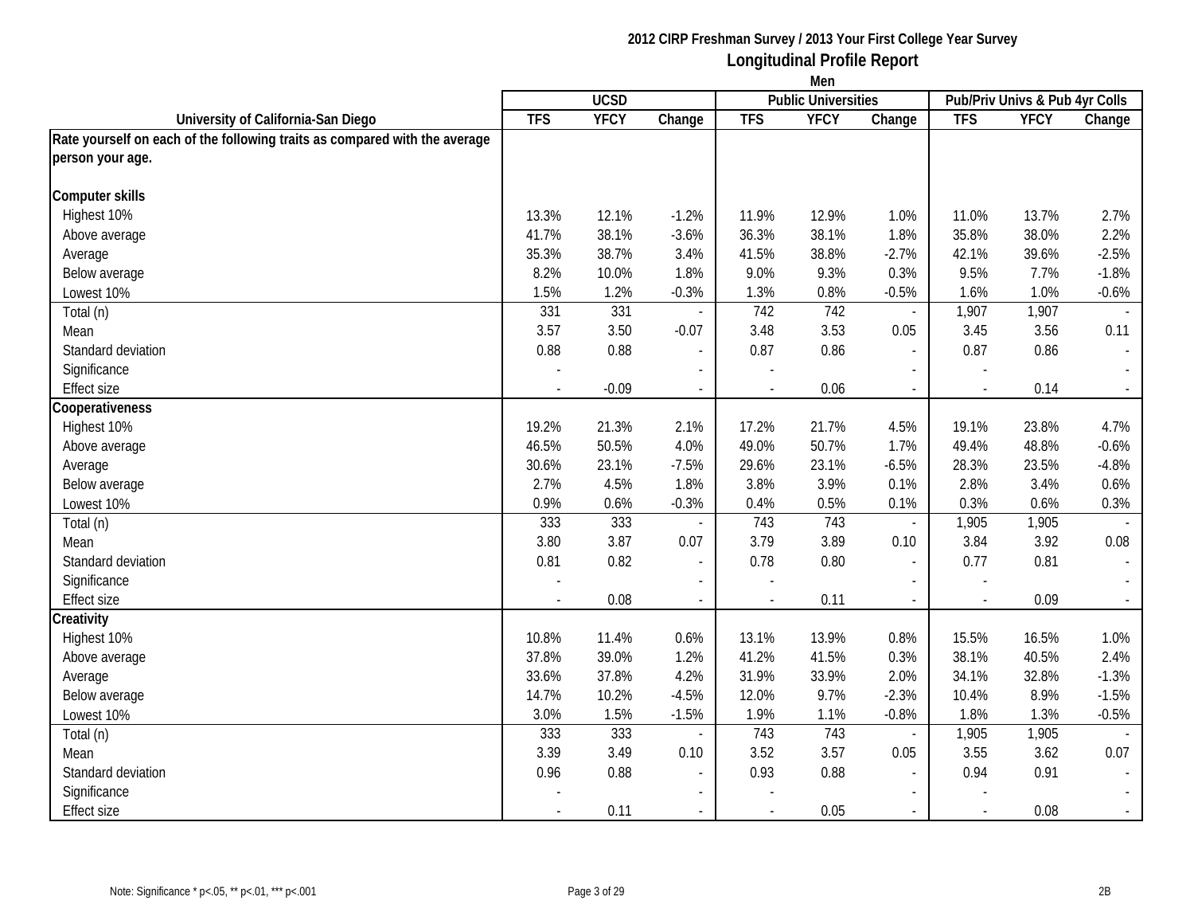# 2012 CIRP Freshman Survey / 2013 Your First College Year Survey

## Longitudinal Profile Report

### Men

| University of California-San Diego | UCSD | | | Public Universities | | | Pub/Priv Univs & Pub 4yr Colls | | |
|---|---|---|---|---|---|---|---|---|---|
| | TFS | YFCY | Change | TFS | YFCY | Change | TFS | YFCY | Change |
| **Rate yourself on each of the following traits as compared with the average person your age.** | | | | | | | | | |
| **Computer skills** | | | | | | | | | |
| Highest 10% | 13.3% | 12.1% | -1.2% | 11.9% | 12.9% | 1.0% | 11.0% | 13.7% | 2.7% |
| Above average | 41.7% | 38.1% | -3.6% | 36.3% | 38.1% | 1.8% | 35.8% | 38.0% | 2.2% |
| Average | 35.3% | 38.7% | 3.4% | 41.5% | 38.8% | -2.7% | 42.1% | 39.6% | -2.5% |
| Below average | 8.2% | 10.0% | 1.8% | 9.0% | 9.3% | 0.3% | 9.5% | 7.7% | -1.8% |
| Lowest 10% | 1.5% | 1.2% | -0.3% | 1.3% | 0.8% | -0.5% | 1.6% | 1.0% | -0.6% |
| Total (n) | 331 | 331 | - | 742 | 742 | - | 1,907 | 1,907 | - |
| Mean | 3.57 | 3.50 | -0.07 | 3.48 | 3.53 | 0.05 | 3.45 | 3.56 | 0.11 |
| Standard deviation | 0.88 | 0.88 | - | 0.87 | 0.86 | - | 0.87 | 0.86 | - |
| Significance | - | | - | - | | - | - | | - |
| Effect size | - | -0.09 | - | - | 0.06 | - | - | 0.14 | - |
| **Cooperativeness** | | | | | | | | | |
| Highest 10% | 19.2% | 21.3% | 2.1% | 17.2% | 21.7% | 4.5% | 19.1% | 23.8% | 4.7% |
| Above average | 46.5% | 50.5% | 4.0% | 49.0% | 50.7% | 1.7% | 49.4% | 48.8% | -0.6% |
| Average | 30.6% | 23.1% | -7.5% | 29.6% | 23.1% | -6.5% | 28.3% | 23.5% | -4.8% |
| Below average | 2.7% | 4.5% | 1.8% | 3.8% | 3.9% | 0.1% | 2.8% | 3.4% | 0.6% |
| Lowest 10% | 0.9% | 0.6% | -0.3% | 0.4% | 0.5% | 0.1% | 0.3% | 0.6% | 0.3% |
| Total (n) | 333 | 333 | - | 743 | 743 | - | 1,905 | 1,905 | - |
| Mean | 3.80 | 3.87 | 0.07 | 3.79 | 3.89 | 0.10 | 3.84 | 3.92 | 0.08 |
| Standard deviation | 0.81 | 0.82 | - | 0.78 | 0.80 | - | 0.77 | 0.81 | - |
| Significance | - | | - | - | | - | - | | - |
| Effect size | - | 0.08 | - | - | 0.11 | - | - | 0.09 | - |
| **Creativity** | | | | | | | | | |
| Highest 10% | 10.8% | 11.4% | 0.6% | 13.1% | 13.9% | 0.8% | 15.5% | 16.5% | 1.0% |
| Above average | 37.8% | 39.0% | 1.2% | 41.2% | 41.5% | 0.3% | 38.1% | 40.5% | 2.4% |
| Average | 33.6% | 37.8% | 4.2% | 31.9% | 33.9% | 2.0% | 34.1% | 32.8% | -1.3% |
| Below average | 14.7% | 10.2% | -4.5% | 12.0% | 9.7% | -2.3% | 10.4% | 8.9% | -1.5% |
| Lowest 10% | 3.0% | 1.5% | -1.5% | 1.9% | 1.1% | -0.8% | 1.8% | 1.3% | -0.5% |
| Total (n) | 333 | 333 | - | 743 | 743 | - | 1,905 | 1,905 | - |
| Mean | 3.39 | 3.49 | 0.10 | 3.52 | 3.57 | 0.05 | 3.55 | 3.62 | 0.07 |
| Standard deviation | 0.96 | 0.88 | - | 0.93 | 0.88 | - | 0.94 | 0.91 | - |
| Significance | - | | - | - | | - | - | | - |
| Effect size | - | 0.11 | - | - | 0.05 | - | - | 0.08 | - |

Note: Significance * p<.05, ** p<.01, *** p<.001

2B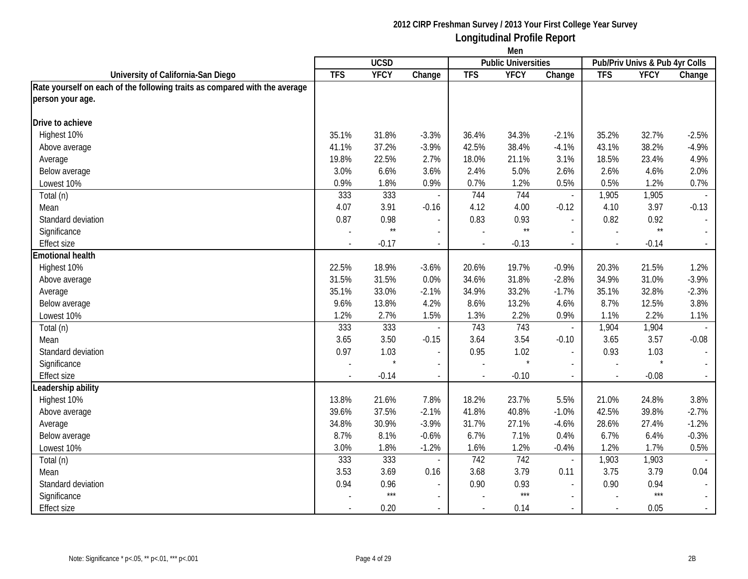**2012 CIRP Freshman Survey / 2013 Your First College Year Survey**

## Longitudinal Profile Report

**Men**

| University of California-San Diego | UCSD | | | Public Universities | | | Pub/Priv Univs & Pub 4yr Colls | | |
|---|---|---|---|---|---|---|---|---|---|
| | TFS | YFCY | Change | TFS | YFCY | Change | TFS | YFCY | Change |
| **Rate yourself on each of the following traits as compared with the average person your age.** | | | | | | | | | |
| **Drive to achieve** | | | | | | | | | |
| Highest 10% | 35.1% | 31.8% | -3.3% | 36.4% | 34.3% | -2.1% | 35.2% | 32.7% | -2.5% |
| Above average | 41.1% | 37.2% | -3.9% | 42.5% | 38.4% | -4.1% | 43.1% | 38.2% | -4.9% |
| Average | 19.8% | 22.5% | 2.7% | 18.0% | 21.1% | 3.1% | 18.5% | 23.4% | 4.9% |
| Below average | 3.0% | 6.6% | 3.6% | 2.4% | 5.0% | 2.6% | 2.6% | 4.6% | 2.0% |
| Lowest 10% | 0.9% | 1.8% | 0.9% | 0.7% | 1.2% | 0.5% | 0.5% | 1.2% | 0.7% |
| Total (n) | 333 | 333 | - | 744 | 744 | - | 1,905 | 1,905 | - |
| Mean | 4.07 | 3.91 | -0.16 | 4.12 | 4.00 | -0.12 | 4.10 | 3.97 | -0.13 |
| Standard deviation | 0.87 | 0.98 | - | 0.83 | 0.93 | - | 0.82 | 0.92 | - |
| Significance | - | ** | - | - | ** | - | - | ** | - |
| Effect size | - | -0.17 | - | - | -0.13 | - | - | -0.14 | - |
| **Emotional health** | | | | | | | | | |
| Highest 10% | 22.5% | 18.9% | -3.6% | 20.6% | 19.7% | -0.9% | 20.3% | 21.5% | 1.2% |
| Above average | 31.5% | 31.5% | 0.0% | 34.6% | 31.8% | -2.8% | 34.9% | 31.0% | -3.9% |
| Average | 35.1% | 33.0% | -2.1% | 34.9% | 33.2% | -1.7% | 35.1% | 32.8% | -2.3% |
| Below average | 9.6% | 13.8% | 4.2% | 8.6% | 13.2% | 4.6% | 8.7% | 12.5% | 3.8% |
| Lowest 10% | 1.2% | 2.7% | 1.5% | 1.3% | 2.2% | 0.9% | 1.1% | 2.2% | 1.1% |
| Total (n) | 333 | 333 | - | 743 | 743 | - | 1,904 | 1,904 | - |
| Mean | 3.65 | 3.50 | -0.15 | 3.64 | 3.54 | -0.10 | 3.65 | 3.57 | -0.08 |
| Standard deviation | 0.97 | 1.03 | - | 0.95 | 1.02 | - | 0.93 | 1.03 | - |
| Significance | - | * | - | - | * | - | - | * | - |
| Effect size | - | -0.14 | - | - | -0.10 | - | - | -0.08 | - |
| **Leadership ability** | | | | | | | | | |
| Highest 10% | 13.8% | 21.6% | 7.8% | 18.2% | 23.7% | 5.5% | 21.0% | 24.8% | 3.8% |
| Above average | 39.6% | 37.5% | -2.1% | 41.8% | 40.8% | -1.0% | 42.5% | 39.8% | -2.7% |
| Average | 34.8% | 30.9% | -3.9% | 31.7% | 27.1% | -4.6% | 28.6% | 27.4% | -1.2% |
| Below average | 8.7% | 8.1% | -0.6% | 6.7% | 7.1% | 0.4% | 6.7% | 6.4% | -0.3% |
| Lowest 10% | 3.0% | 1.8% | -1.2% | 1.6% | 1.2% | -0.4% | 1.2% | 1.7% | 0.5% |
| Total (n) | 333 | 333 | - | 742 | 742 | - | 1,903 | 1,903 | - |
| Mean | 3.53 | 3.69 | 0.16 | 3.68 | 3.79 | 0.11 | 3.75 | 3.79 | 0.04 |
| Standard deviation | 0.94 | 0.96 | - | 0.90 | 0.93 | - | 0.90 | 0.94 | - |
| Significance | - | *** | - | - | *** | - | - | *** | - |
| Effect size | - | 0.20 | - | - | 0.14 | - | - | 0.05 | - |

Note: Significance * p<.05, ** p<.01, *** p<.001

2B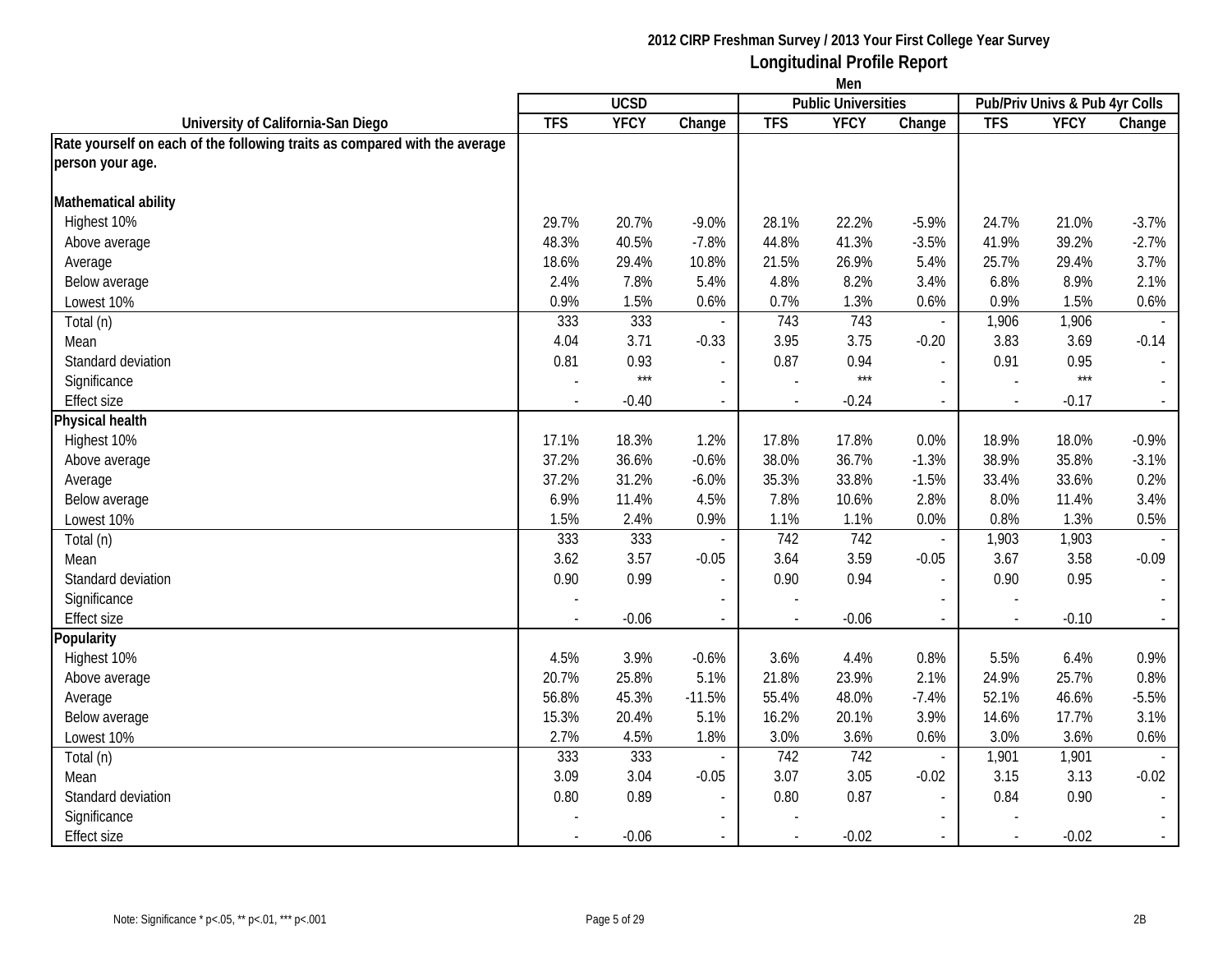**2012 CIRP Freshman Survey / 2013 Your First College Year Survey**

**Longitudinal Profile Report**

**Men**

| University of California-San Diego | UCSD | | | Public Universities | | | Pub/Priv Univs & Pub 4yr Colls | | |
|---|---|---|---|---|---|---|---|---|---|
| | TFS | YFCY | Change | TFS | YFCY | Change | TFS | YFCY | Change |
| **Rate yourself on each of the following traits as compared with the average person your age.** | | | | | | | | | |
| **Mathematical ability** | | | | | | | | | |
| Highest 10% | 29.7% | 20.7% | -9.0% | 28.1% | 22.2% | -5.9% | 24.7% | 21.0% | -3.7% |
| Above average | 48.3% | 40.5% | -7.8% | 44.8% | 41.3% | -3.5% | 41.9% | 39.2% | -2.7% |
| Average | 18.6% | 29.4% | 10.8% | 21.5% | 26.9% | 5.4% | 25.7% | 29.4% | 3.7% |
| Below average | 2.4% | 7.8% | 5.4% | 4.8% | 8.2% | 3.4% | 6.8% | 8.9% | 2.1% |
| Lowest 10% | 0.9% | 1.5% | 0.6% | 0.7% | 1.3% | 0.6% | 0.9% | 1.5% | 0.6% |
| Total (n) | 333 | 333 | - | 743 | 743 | - | 1,906 | 1,906 | - |
| Mean | 4.04 | 3.71 | -0.33 | 3.95 | 3.75 | -0.20 | 3.83 | 3.69 | -0.14 |
| Standard deviation | 0.81 | 0.93 | - | 0.87 | 0.94 | - | 0.91 | 0.95 | - |
| Significance | - | *** | - | - | *** | - | - | *** | - |
| Effect size | - | -0.40 | - | - | -0.24 | - | - | -0.17 | - |
| **Physical health** | | | | | | | | | |
| Highest 10% | 17.1% | 18.3% | 1.2% | 17.8% | 17.8% | 0.0% | 18.9% | 18.0% | -0.9% |
| Above average | 37.2% | 36.6% | -0.6% | 38.0% | 36.7% | -1.3% | 38.9% | 35.8% | -3.1% |
| Average | 37.2% | 31.2% | -6.0% | 35.3% | 33.8% | -1.5% | 33.4% | 33.6% | 0.2% |
| Below average | 6.9% | 11.4% | 4.5% | 7.8% | 10.6% | 2.8% | 8.0% | 11.4% | 3.4% |
| Lowest 10% | 1.5% | 2.4% | 0.9% | 1.1% | 1.1% | 0.0% | 0.8% | 1.3% | 0.5% |
| Total (n) | 333 | 333 | - | 742 | 742 | - | 1,903 | 1,903 | - |
| Mean | 3.62 | 3.57 | -0.05 | 3.64 | 3.59 | -0.05 | 3.67 | 3.58 | -0.09 |
| Standard deviation | 0.90 | 0.99 | - | 0.90 | 0.94 | - | 0.90 | 0.95 | - |
| Significance | - | | - | - | | - | - | | - |
| Effect size | - | -0.06 | - | - | -0.06 | - | - | -0.10 | - |
| **Popularity** | | | | | | | | | |
| Highest 10% | 4.5% | 3.9% | -0.6% | 3.6% | 4.4% | 0.8% | 5.5% | 6.4% | 0.9% |
| Above average | 20.7% | 25.8% | 5.1% | 21.8% | 23.9% | 2.1% | 24.9% | 25.7% | 0.8% |
| Average | 56.8% | 45.3% | -11.5% | 55.4% | 48.0% | -7.4% | 52.1% | 46.6% | -5.5% |
| Below average | 15.3% | 20.4% | 5.1% | 16.2% | 20.1% | 3.9% | 14.6% | 17.7% | 3.1% |
| Lowest 10% | 2.7% | 4.5% | 1.8% | 3.0% | 3.6% | 0.6% | 3.0% | 3.6% | 0.6% |
| Total (n) | 333 | 333 | - | 742 | 742 | - | 1,901 | 1,901 | - |
| Mean | 3.09 | 3.04 | -0.05 | 3.07 | 3.05 | -0.02 | 3.15 | 3.13 | -0.02 |
| Standard deviation | 0.80 | 0.89 | - | 0.80 | 0.87 | - | 0.84 | 0.90 | - |
| Significance | - | | - | - | | - | - | | - |
| Effect size | - | -0.06 | - | - | -0.02 | - | - | -0.02 | - |

Note: Significance * p<.05, ** p<.01, *** p<.001

2B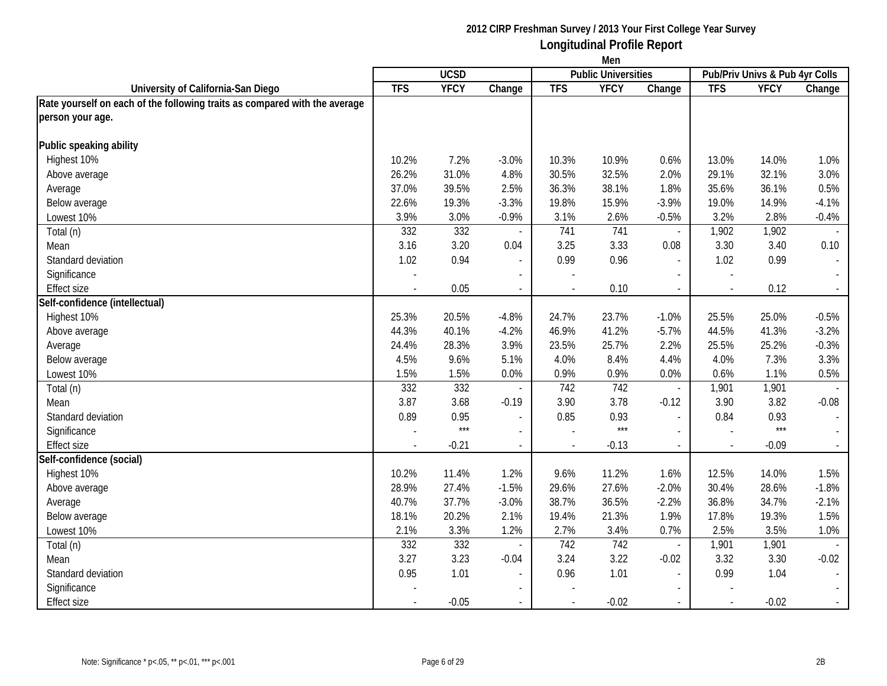2012 CIRP Freshman Survey / 2013 Your First College Year Survey

**Longitudinal Profile Report**

Men

| University of California-San Diego | UCSD | | | Public Universities | | | Pub/Priv Univs & Pub 4yr Colls | | |
|---|---|---|---|---|---|---|---|---|---|
| | TFS | YFCY | Change | TFS | YFCY | Change | TFS | YFCY | Change |
| **Rate yourself on each of the following traits as compared with the average person your age.** | | | | | | | | | |
| **Public speaking ability** | | | | | | | | | |
| Highest 10% | 10.2% | 7.2% | -3.0% | 10.3% | 10.9% | 0.6% | 13.0% | 14.0% | 1.0% |
| Above average | 26.2% | 31.0% | 4.8% | 30.5% | 32.5% | 2.0% | 29.1% | 32.1% | 3.0% |
| Average | 37.0% | 39.5% | 2.5% | 36.3% | 38.1% | 1.8% | 35.6% | 36.1% | 0.5% |
| Below average | 22.6% | 19.3% | -3.3% | 19.8% | 15.9% | -3.9% | 19.0% | 14.9% | -4.1% |
| Lowest 10% | 3.9% | 3.0% | -0.9% | 3.1% | 2.6% | -0.5% | 3.2% | 2.8% | -0.4% |
| Total (n) | 332 | 332 | - | 741 | 741 | - | 1,902 | 1,902 | - |
| Mean | 3.16 | 3.20 | 0.04 | 3.25 | 3.33 | 0.08 | 3.30 | 3.40 | 0.10 |
| Standard deviation | 1.02 | 0.94 | - | 0.99 | 0.96 | - | 1.02 | 0.99 | - |
| Significance | - | | - | - | | - | - | | - |
| Effect size | - | 0.05 | - | - | 0.10 | - | - | 0.12 | - |
| **Self-confidence (intellectual)** | | | | | | | | | |
| Highest 10% | 25.3% | 20.5% | -4.8% | 24.7% | 23.7% | -1.0% | 25.5% | 25.0% | -0.5% |
| Above average | 44.3% | 40.1% | -4.2% | 46.9% | 41.2% | -5.7% | 44.5% | 41.3% | -3.2% |
| Average | 24.4% | 28.3% | 3.9% | 23.5% | 25.7% | 2.2% | 25.5% | 25.2% | -0.3% |
| Below average | 4.5% | 9.6% | 5.1% | 4.0% | 8.4% | 4.4% | 4.0% | 7.3% | 3.3% |
| Lowest 10% | 1.5% | 1.5% | 0.0% | 0.9% | 0.9% | 0.0% | 0.6% | 1.1% | 0.5% |
| Total (n) | 332 | 332 | - | 742 | 742 | - | 1,901 | 1,901 | - |
| Mean | 3.87 | 3.68 | -0.19 | 3.90 | 3.78 | -0.12 | 3.90 | 3.82 | -0.08 |
| Standard deviation | 0.89 | 0.95 | - | 0.85 | 0.93 | - | 0.84 | 0.93 | - |
| Significance | - | *** | - | - | *** | - | - | *** | - |
| Effect size | - | -0.21 | - | - | -0.13 | - | - | -0.09 | - |
| **Self-confidence (social)** | | | | | | | | | |
| Highest 10% | 10.2% | 11.4% | 1.2% | 9.6% | 11.2% | 1.6% | 12.5% | 14.0% | 1.5% |
| Above average | 28.9% | 27.4% | -1.5% | 29.6% | 27.6% | -2.0% | 30.4% | 28.6% | -1.8% |
| Average | 40.7% | 37.7% | -3.0% | 38.7% | 36.5% | -2.2% | 36.8% | 34.7% | -2.1% |
| Below average | 18.1% | 20.2% | 2.1% | 19.4% | 21.3% | 1.9% | 17.8% | 19.3% | 1.5% |
| Lowest 10% | 2.1% | 3.3% | 1.2% | 2.7% | 3.4% | 0.7% | 2.5% | 3.5% | 1.0% |
| Total (n) | 332 | 332 | - | 742 | 742 | - | 1,901 | 1,901 | - |
| Mean | 3.27 | 3.23 | -0.04 | 3.24 | 3.22 | -0.02 | 3.32 | 3.30 | -0.02 |
| Standard deviation | 0.95 | 1.01 | - | 0.96 | 1.01 | - | 0.99 | 1.04 | - |
| Significance | - | | - | - | | - | - | | - |
| Effect size | - | -0.05 | - | - | -0.02 | - | - | -0.02 | - |

Note: Significance * p<.05, ** p<.01, *** p<.001

2B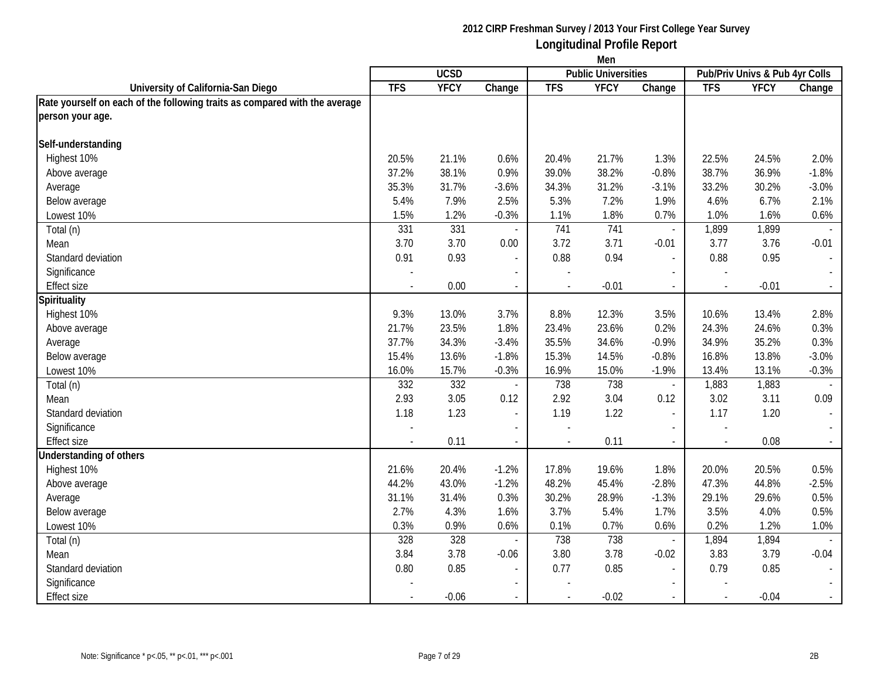**2012 CIRP Freshman Survey / 2013 Your First College Year Survey**

## Longitudinal Profile Report

**Men**

| University of California-San Diego | UCSD | | | Public Universities | | | Pub/Priv Univs & Pub 4yr Colls | | |
|---|---|---|---|---|---|---|---|---|---|
| | TFS | YFCY | Change | TFS | YFCY | Change | TFS | YFCY | Change |
| **Rate yourself on each of the following traits as compared with the average person your age.** | | | | | | | | | |
| **Self-understanding** | | | | | | | | | |
| Highest 10% | 20.5% | 21.1% | 0.6% | 20.4% | 21.7% | 1.3% | 22.5% | 24.5% | 2.0% |
| Above average | 37.2% | 38.1% | 0.9% | 39.0% | 38.2% | -0.8% | 38.7% | 36.9% | -1.8% |
| Average | 35.3% | 31.7% | -3.6% | 34.3% | 31.2% | -3.1% | 33.2% | 30.2% | -3.0% |
| Below average | 5.4% | 7.9% | 2.5% | 5.3% | 7.2% | 1.9% | 4.6% | 6.7% | 2.1% |
| Lowest 10% | 1.5% | 1.2% | -0.3% | 1.1% | 1.8% | 0.7% | 1.0% | 1.6% | 0.6% |
| Total (n) | 331 | 331 | - | 741 | 741 | - | 1,899 | 1,899 | - |
| Mean | 3.70 | 3.70 | 0.00 | 3.72 | 3.71 | -0.01 | 3.77 | 3.76 | -0.01 |
| Standard deviation | 0.91 | 0.93 | - | 0.88 | 0.94 | - | 0.88 | 0.95 | - |
| Significance | - | | - | - | | - | - | | - |
| Effect size | - | 0.00 | - | - | -0.01 | - | - | -0.01 | - |
| **Spirituality** | | | | | | | | | |
| Highest 10% | 9.3% | 13.0% | 3.7% | 8.8% | 12.3% | 3.5% | 10.6% | 13.4% | 2.8% |
| Above average | 21.7% | 23.5% | 1.8% | 23.4% | 23.6% | 0.2% | 24.3% | 24.6% | 0.3% |
| Average | 37.7% | 34.3% | -3.4% | 35.5% | 34.6% | -0.9% | 34.9% | 35.2% | 0.3% |
| Below average | 15.4% | 13.6% | -1.8% | 15.3% | 14.5% | -0.8% | 16.8% | 13.8% | -3.0% |
| Lowest 10% | 16.0% | 15.7% | -0.3% | 16.9% | 15.0% | -1.9% | 13.4% | 13.1% | -0.3% |
| Total (n) | 332 | 332 | - | 738 | 738 | - | 1,883 | 1,883 | - |
| Mean | 2.93 | 3.05 | 0.12 | 2.92 | 3.04 | 0.12 | 3.02 | 3.11 | 0.09 |
| Standard deviation | 1.18 | 1.23 | - | 1.19 | 1.22 | - | 1.17 | 1.20 | - |
| Significance | - | | - | - | | - | - | | - |
| Effect size | - | 0.11 | - | - | 0.11 | - | - | 0.08 | - |
| **Understanding of others** | | | | | | | | | |
| Highest 10% | 21.6% | 20.4% | -1.2% | 17.8% | 19.6% | 1.8% | 20.0% | 20.5% | 0.5% |
| Above average | 44.2% | 43.0% | -1.2% | 48.2% | 45.4% | -2.8% | 47.3% | 44.8% | -2.5% |
| Average | 31.1% | 31.4% | 0.3% | 30.2% | 28.9% | -1.3% | 29.1% | 29.6% | 0.5% |
| Below average | 2.7% | 4.3% | 1.6% | 3.7% | 5.4% | 1.7% | 3.5% | 4.0% | 0.5% |
| Lowest 10% | 0.3% | 0.9% | 0.6% | 0.1% | 0.7% | 0.6% | 0.2% | 1.2% | 1.0% |
| Total (n) | 328 | 328 | - | 738 | 738 | - | 1,894 | 1,894 | - |
| Mean | 3.84 | 3.78 | -0.06 | 3.80 | 3.78 | -0.02 | 3.83 | 3.79 | -0.04 |
| Standard deviation | 0.80 | 0.85 | - | 0.77 | 0.85 | - | 0.79 | 0.85 | - |
| Significance | - | | - | - | | - | - | | - |
| Effect size | - | -0.06 | - | - | -0.02 | - | - | -0.04 | - |

Note: Significance * p<.05, ** p<.01, *** p<.001

2B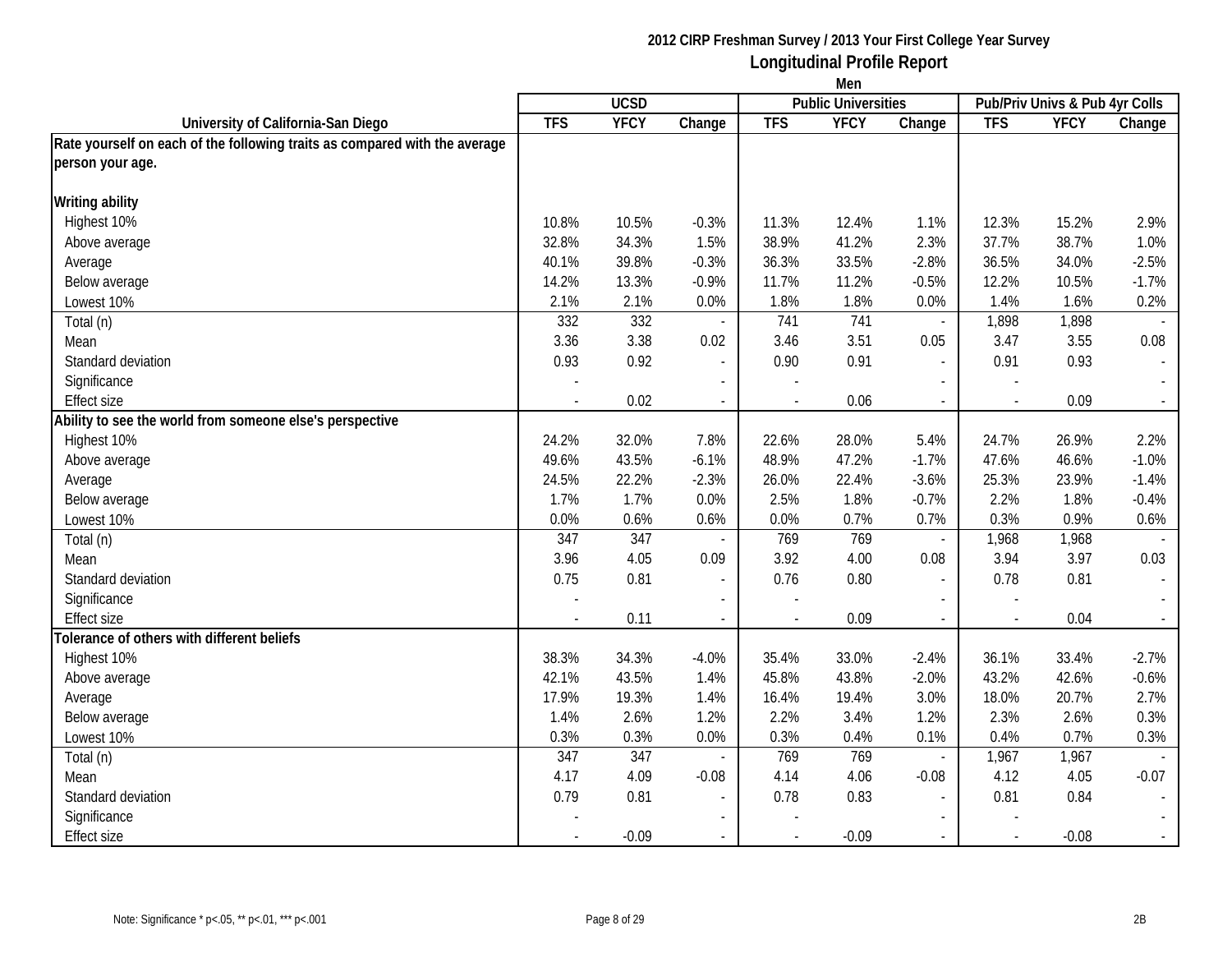**2012 CIRP Freshman Survey / 2013 Your First College Year Survey**

**Longitudinal Profile Report**

**Men**

| University of California-San Diego | UCSD | | | Public Universities | | | Pub/Priv Univs & Pub 4yr Colls | | |
|---|---|---|---|---|---|---|---|---|---|
| | TFS | YFCY | Change | TFS | YFCY | Change | TFS | YFCY | Change |
| **Rate yourself on each of the following traits as compared with the average person your age.** | | | | | | | | | |
| **Writing ability** | | | | | | | | | |
| Highest 10% | 10.8% | 10.5% | -0.3% | 11.3% | 12.4% | 1.1% | 12.3% | 15.2% | 2.9% |
| Above average | 32.8% | 34.3% | 1.5% | 38.9% | 41.2% | 2.3% | 37.7% | 38.7% | 1.0% |
| Average | 40.1% | 39.8% | -0.3% | 36.3% | 33.5% | -2.8% | 36.5% | 34.0% | -2.5% |
| Below average | 14.2% | 13.3% | -0.9% | 11.7% | 11.2% | -0.5% | 12.2% | 10.5% | -1.7% |
| Lowest 10% | 2.1% | 2.1% | 0.0% | 1.8% | 1.8% | 0.0% | 1.4% | 1.6% | 0.2% |
| Total (n) | 332 | 332 | - | 741 | 741 | - | 1,898 | 1,898 | - |
| Mean | 3.36 | 3.38 | 0.02 | 3.46 | 3.51 | 0.05 | 3.47 | 3.55 | 0.08 |
| Standard deviation | 0.93 | 0.92 | - | 0.90 | 0.91 | - | 0.91 | 0.93 | - |
| Significance | - | | - | - | | - | - | | - |
| Effect size | - | 0.02 | - | - | 0.06 | - | - | 0.09 | - |
| **Ability to see the world from someone else's perspective** | | | | | | | | | |
| Highest 10% | 24.2% | 32.0% | 7.8% | 22.6% | 28.0% | 5.4% | 24.7% | 26.9% | 2.2% |
| Above average | 49.6% | 43.5% | -6.1% | 48.9% | 47.2% | -1.7% | 47.6% | 46.6% | -1.0% |
| Average | 24.5% | 22.2% | -2.3% | 26.0% | 22.4% | -3.6% | 25.3% | 23.9% | -1.4% |
| Below average | 1.7% | 1.7% | 0.0% | 2.5% | 1.8% | -0.7% | 2.2% | 1.8% | -0.4% |
| Lowest 10% | 0.0% | 0.6% | 0.6% | 0.0% | 0.7% | 0.7% | 0.3% | 0.9% | 0.6% |
| Total (n) | 347 | 347 | - | 769 | 769 | - | 1,968 | 1,968 | - |
| Mean | 3.96 | 4.05 | 0.09 | 3.92 | 4.00 | 0.08 | 3.94 | 3.97 | 0.03 |
| Standard deviation | 0.75 | 0.81 | - | 0.76 | 0.80 | - | 0.78 | 0.81 | - |
| Significance | - | | - | - | | - | - | | - |
| Effect size | - | 0.11 | - | - | 0.09 | - | - | 0.04 | - |
| **Tolerance of others with different beliefs** | | | | | | | | | |
| Highest 10% | 38.3% | 34.3% | -4.0% | 35.4% | 33.0% | -2.4% | 36.1% | 33.4% | -2.7% |
| Above average | 42.1% | 43.5% | 1.4% | 45.8% | 43.8% | -2.0% | 43.2% | 42.6% | -0.6% |
| Average | 17.9% | 19.3% | 1.4% | 16.4% | 19.4% | 3.0% | 18.0% | 20.7% | 2.7% |
| Below average | 1.4% | 2.6% | 1.2% | 2.2% | 3.4% | 1.2% | 2.3% | 2.6% | 0.3% |
| Lowest 10% | 0.3% | 0.3% | 0.0% | 0.3% | 0.4% | 0.1% | 0.4% | 0.7% | 0.3% |
| Total (n) | 347 | 347 | - | 769 | 769 | - | 1,967 | 1,967 | - |
| Mean | 4.17 | 4.09 | -0.08 | 4.14 | 4.06 | -0.08 | 4.12 | 4.05 | -0.07 |
| Standard deviation | 0.79 | 0.81 | - | 0.78 | 0.83 | - | 0.81 | 0.84 | - |
| Significance | - | | - | - | | - | - | | - |
| Effect size | - | -0.09 | - | - | -0.09 | - | - | -0.08 | - |

Note: Significance * p<.05, ** p<.01, *** p<.001

2B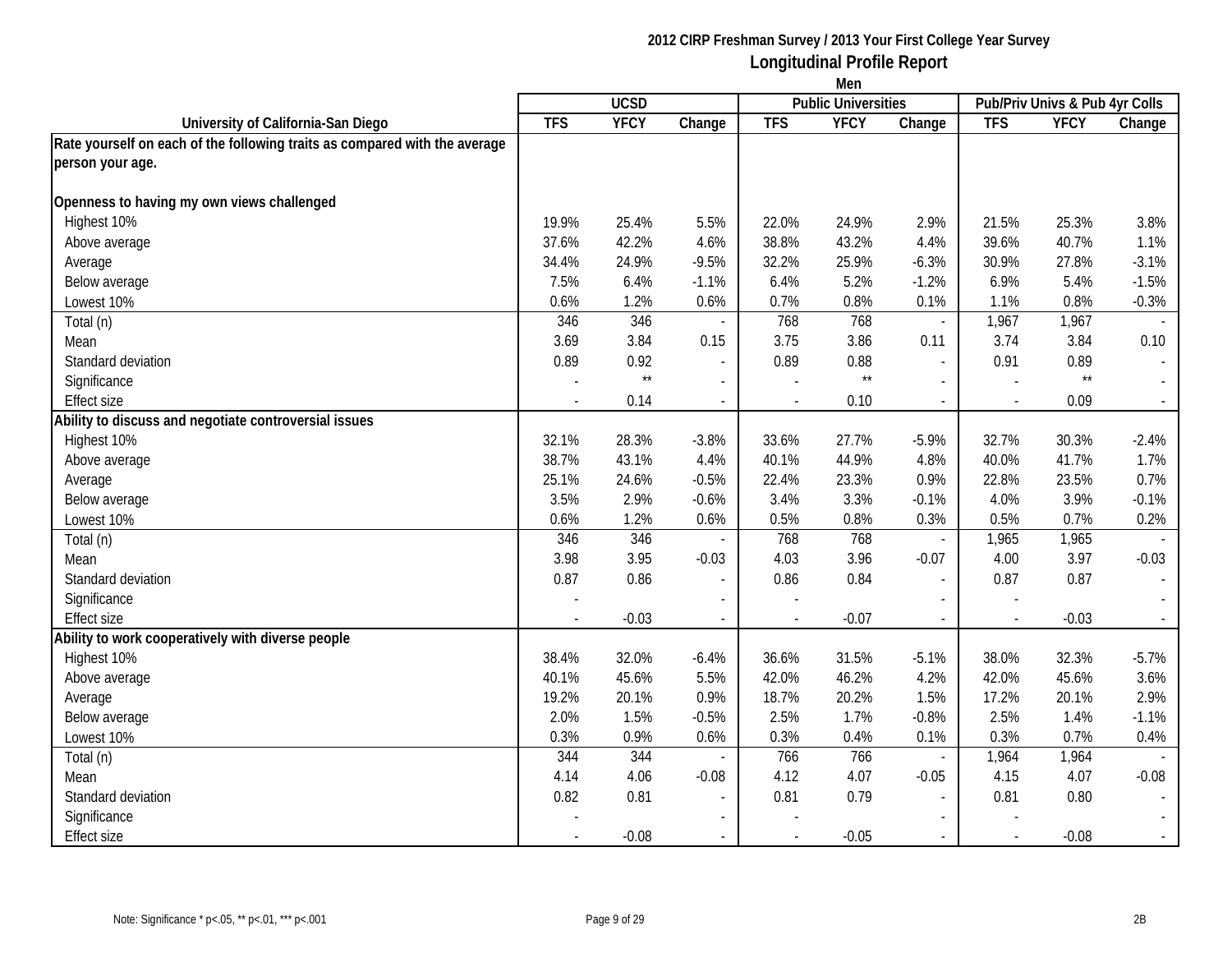**2012 CIRP Freshman Survey / 2013 Your First College Year Survey**

**Longitudinal Profile Report**

**Men**

| University of California-San Diego | UCSD | | | Public Universities | | | Pub/Priv Univs & Pub 4yr Colls | | |
|---|---|---|---|---|---|---|---|---|---|
| | TFS | YFCY | Change | TFS | YFCY | Change | TFS | YFCY | Change |
| **Rate yourself on each of the following traits as compared with the average person your age.** | | | | | | | | | |
| **Openness to having my own views challenged** | | | | | | | | | |
| Highest 10% | 19.9% | 25.4% | 5.5% | 22.0% | 24.9% | 2.9% | 21.5% | 25.3% | 3.8% |
| Above average | 37.6% | 42.2% | 4.6% | 38.8% | 43.2% | 4.4% | 39.6% | 40.7% | 1.1% |
| Average | 34.4% | 24.9% | -9.5% | 32.2% | 25.9% | -6.3% | 30.9% | 27.8% | -3.1% |
| Below average | 7.5% | 6.4% | -1.1% | 6.4% | 5.2% | -1.2% | 6.9% | 5.4% | -1.5% |
| Lowest 10% | 0.6% | 1.2% | 0.6% | 0.7% | 0.8% | 0.1% | 1.1% | 0.8% | -0.3% |
| Total (n) | 346 | 346 | - | 768 | 768 | - | 1,967 | 1,967 | - |
| Mean | 3.69 | 3.84 | 0.15 | 3.75 | 3.86 | 0.11 | 3.74 | 3.84 | 0.10 |
| Standard deviation | 0.89 | 0.92 | - | 0.89 | 0.88 | - | 0.91 | 0.89 | - |
| Significance | - | ** | - | - | ** | - | - | ** | - |
| Effect size | - | 0.14 | - | - | 0.10 | - | - | 0.09 | - |
| **Ability to discuss and negotiate controversial issues** | | | | | | | | | |
| Highest 10% | 32.1% | 28.3% | -3.8% | 33.6% | 27.7% | -5.9% | 32.7% | 30.3% | -2.4% |
| Above average | 38.7% | 43.1% | 4.4% | 40.1% | 44.9% | 4.8% | 40.0% | 41.7% | 1.7% |
| Average | 25.1% | 24.6% | -0.5% | 22.4% | 23.3% | 0.9% | 22.8% | 23.5% | 0.7% |
| Below average | 3.5% | 2.9% | -0.6% | 3.4% | 3.3% | -0.1% | 4.0% | 3.9% | -0.1% |
| Lowest 10% | 0.6% | 1.2% | 0.6% | 0.5% | 0.8% | 0.3% | 0.5% | 0.7% | 0.2% |
| Total (n) | 346 | 346 | - | 768 | 768 | - | 1,965 | 1,965 | - |
| Mean | 3.98 | 3.95 | -0.03 | 4.03 | 3.96 | -0.07 | 4.00 | 3.97 | -0.03 |
| Standard deviation | 0.87 | 0.86 | - | 0.86 | 0.84 | - | 0.87 | 0.87 | - |
| Significance | - | | - | - | | - | - | | - |
| Effect size | - | -0.03 | - | - | -0.07 | - | - | -0.03 | - |
| **Ability to work cooperatively with diverse people** | | | | | | | | | |
| Highest 10% | 38.4% | 32.0% | -6.4% | 36.6% | 31.5% | -5.1% | 38.0% | 32.3% | -5.7% |
| Above average | 40.1% | 45.6% | 5.5% | 42.0% | 46.2% | 4.2% | 42.0% | 45.6% | 3.6% |
| Average | 19.2% | 20.1% | 0.9% | 18.7% | 20.2% | 1.5% | 17.2% | 20.1% | 2.9% |
| Below average | 2.0% | 1.5% | -0.5% | 2.5% | 1.7% | -0.8% | 2.5% | 1.4% | -1.1% |
| Lowest 10% | 0.3% | 0.9% | 0.6% | 0.3% | 0.4% | 0.1% | 0.3% | 0.7% | 0.4% |
| Total (n) | 344 | 344 | - | 766 | 766 | - | 1,964 | 1,964 | - |
| Mean | 4.14 | 4.06 | -0.08 | 4.12 | 4.07 | -0.05 | 4.15 | 4.07 | -0.08 |
| Standard deviation | 0.82 | 0.81 | - | 0.81 | 0.79 | - | 0.81 | 0.80 | - |
| Significance | - | | - | - | | - | - | | - |
| Effect size | - | -0.08 | - | - | -0.05 | - | - | -0.08 | - |

Note: Significance * p<.05, ** p<.01, *** p<.001

2B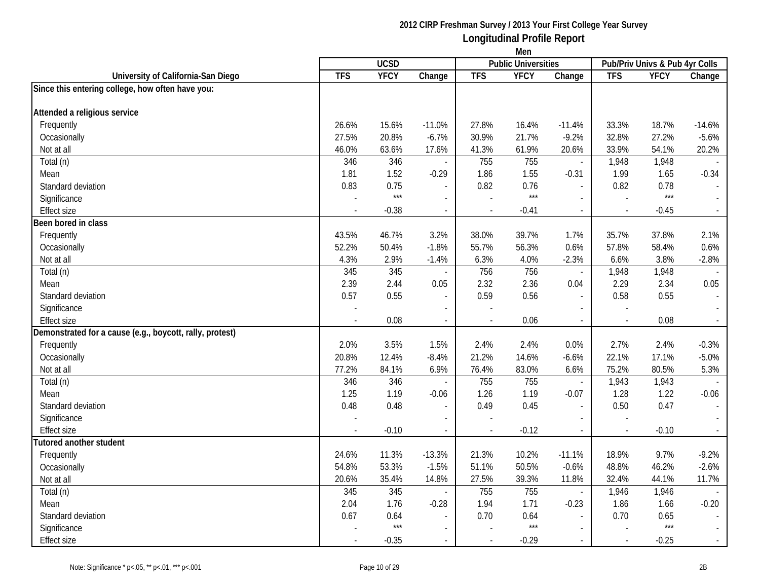2012 CIRP Freshman Survey / 2013 Your First College Year Survey

**Longitudinal Profile Report**

Men

| University of California-San Diego | UCSD | | | Public Universities | | | Pub/Priv Univs & Pub 4yr Colls | | |
|---|---|---|---|---|---|---|---|---|---|
| | TFS | YFCY | Change | TFS | YFCY | Change | TFS | YFCY | Change |
| **Since this entering college, how often have you:** | | | | | | | | | |
| **Attended a religious service** | | | | | | | | | |
| Frequently | 26.6% | 15.6% | -11.0% | 27.8% | 16.4% | -11.4% | 33.3% | 18.7% | -14.6% |
| Occasionally | 27.5% | 20.8% | -6.7% | 30.9% | 21.7% | -9.2% | 32.8% | 27.2% | -5.6% |
| Not at all | 46.0% | 63.6% | 17.6% | 41.3% | 61.9% | 20.6% | 33.9% | 54.1% | 20.2% |
| Total (n) | 346 | 346 | - | 755 | 755 | - | 1,948 | 1,948 | - |
| Mean | 1.81 | 1.52 | -0.29 | 1.86 | 1.55 | -0.31 | 1.99 | 1.65 | -0.34 |
| Standard deviation | 0.83 | 0.75 | - | 0.82 | 0.76 | - | 0.82 | 0.78 | - |
| Significance | - | *** | - | - | *** | - | - | *** | - |
| Effect size | - | -0.38 | - | - | -0.41 | - | - | -0.45 | - |
| **Been bored in class** | | | | | | | | | |
| Frequently | 43.5% | 46.7% | 3.2% | 38.0% | 39.7% | 1.7% | 35.7% | 37.8% | 2.1% |
| Occasionally | 52.2% | 50.4% | -1.8% | 55.7% | 56.3% | 0.6% | 57.8% | 58.4% | 0.6% |
| Not at all | 4.3% | 2.9% | -1.4% | 6.3% | 4.0% | -2.3% | 6.6% | 3.8% | -2.8% |
| Total (n) | 345 | 345 | - | 756 | 756 | - | 1,948 | 1,948 | - |
| Mean | 2.39 | 2.44 | 0.05 | 2.32 | 2.36 | 0.04 | 2.29 | 2.34 | 0.05 |
| Standard deviation | 0.57 | 0.55 | - | 0.59 | 0.56 | - | 0.58 | 0.55 | - |
| Significance | - | | - | - | | - | - | | - |
| Effect size | - | 0.08 | - | - | 0.06 | - | - | 0.08 | - |
| **Demonstrated for a cause (e.g., boycott, rally, protest)** | | | | | | | | | |
| Frequently | 2.0% | 3.5% | 1.5% | 2.4% | 2.4% | 0.0% | 2.7% | 2.4% | -0.3% |
| Occasionally | 20.8% | 12.4% | -8.4% | 21.2% | 14.6% | -6.6% | 22.1% | 17.1% | -5.0% |
| Not at all | 77.2% | 84.1% | 6.9% | 76.4% | 83.0% | 6.6% | 75.2% | 80.5% | 5.3% |
| Total (n) | 346 | 346 | - | 755 | 755 | - | 1,943 | 1,943 | - |
| Mean | 1.25 | 1.19 | -0.06 | 1.26 | 1.19 | -0.07 | 1.28 | 1.22 | -0.06 |
| Standard deviation | 0.48 | 0.48 | - | 0.49 | 0.45 | - | 0.50 | 0.47 | - |
| Significance | - | | - | - | | - | - | | - |
| Effect size | - | -0.10 | - | - | -0.12 | - | - | -0.10 | - |
| **Tutored another student** | | | | | | | | | |
| Frequently | 24.6% | 11.3% | -13.3% | 21.3% | 10.2% | -11.1% | 18.9% | 9.7% | -9.2% |
| Occasionally | 54.8% | 53.3% | -1.5% | 51.1% | 50.5% | -0.6% | 48.8% | 46.2% | -2.6% |
| Not at all | 20.6% | 35.4% | 14.8% | 27.5% | 39.3% | 11.8% | 32.4% | 44.1% | 11.7% |
| Total (n) | 345 | 345 | - | 755 | 755 | - | 1,946 | 1,946 | - |
| Mean | 2.04 | 1.76 | -0.28 | 1.94 | 1.71 | -0.23 | 1.86 | 1.66 | -0.20 |
| Standard deviation | 0.67 | 0.64 | - | 0.70 | 0.64 | - | 0.70 | 0.65 | - |
| Significance | - | *** | - | - | *** | - | - | *** | - |
| Effect size | - | -0.35 | - | - | -0.29 | - | - | -0.25 | - |

Note: Significance * p<.05, ** p<.01, *** p<.001

2B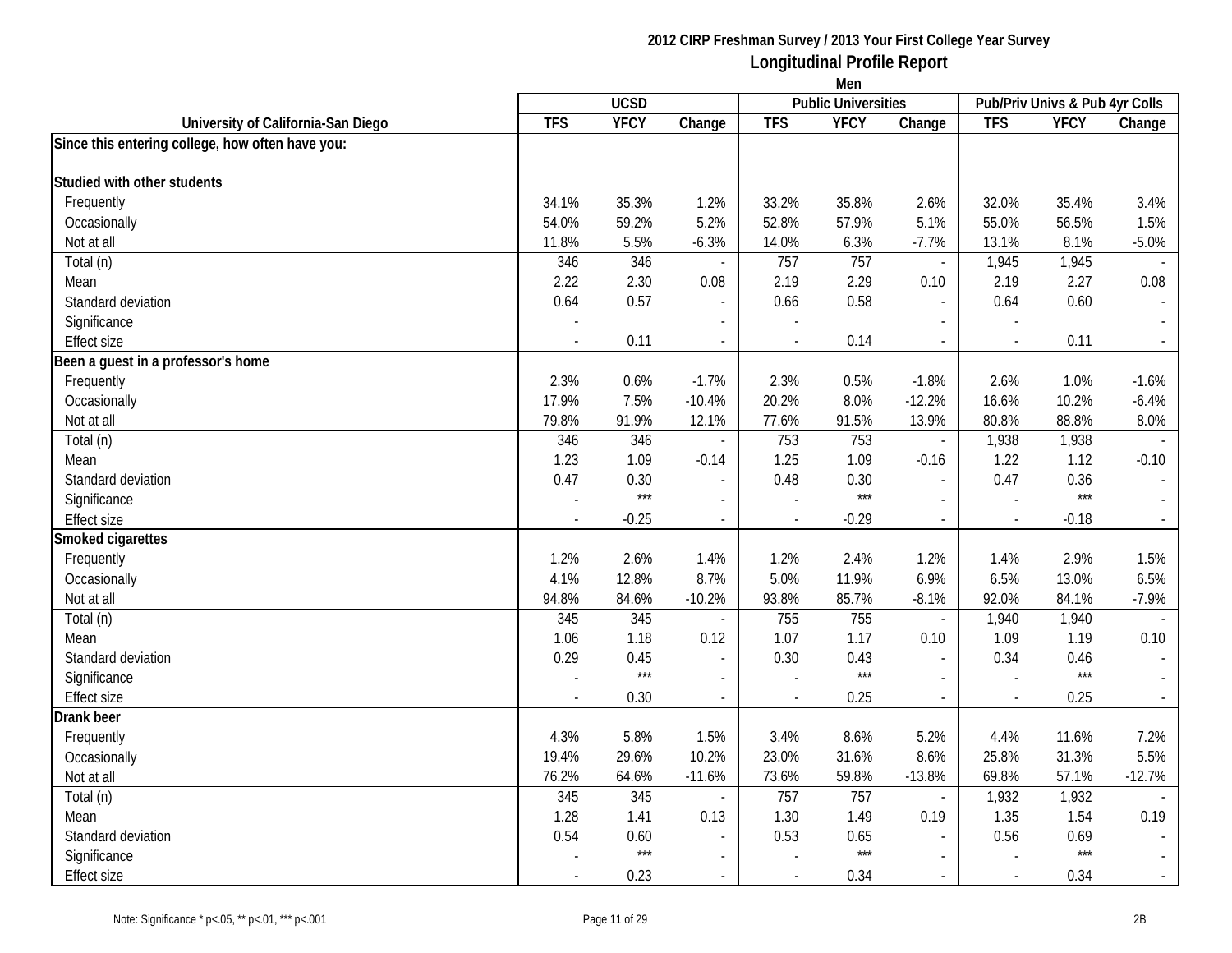**2012 CIRP Freshman Survey / 2013 Your First College Year Survey**

**Longitudinal Profile Report**

**Men**

| University of California-San Diego | UCSD | | | Public Universities | | | Pub/Priv Univs & Pub 4yr Colls | | |
|---|---|---|---|---|---|---|---|---|---|
| | TFS | YFCY | Change | TFS | YFCY | Change | TFS | YFCY | Change |
| **Since this entering college, how often have you:** | | | | | | | | | |
| **Studied with other students** | | | | | | | | | |
| Frequently | 34.1% | 35.3% | 1.2% | 33.2% | 35.8% | 2.6% | 32.0% | 35.4% | 3.4% |
| Occasionally | 54.0% | 59.2% | 5.2% | 52.8% | 57.9% | 5.1% | 55.0% | 56.5% | 1.5% |
| Not at all | 11.8% | 5.5% | -6.3% | 14.0% | 6.3% | -7.7% | 13.1% | 8.1% | -5.0% |
| Total (n) | 346 | 346 | - | 757 | 757 | - | 1,945 | 1,945 | - |
| Mean | 2.22 | 2.30 | 0.08 | 2.19 | 2.29 | 0.10 | 2.19 | 2.27 | 0.08 |
| Standard deviation | 0.64 | 0.57 | - | 0.66 | 0.58 | - | 0.64 | 0.60 | - |
| Significance | - | | - | - | | - | - | | - |
| Effect size | - | 0.11 | - | - | 0.14 | - | - | 0.11 | - |
| **Been a guest in a professor's home** | | | | | | | | | |
| Frequently | 2.3% | 0.6% | -1.7% | 2.3% | 0.5% | -1.8% | 2.6% | 1.0% | -1.6% |
| Occasionally | 17.9% | 7.5% | -10.4% | 20.2% | 8.0% | -12.2% | 16.6% | 10.2% | -6.4% |
| Not at all | 79.8% | 91.9% | 12.1% | 77.6% | 91.5% | 13.9% | 80.8% | 88.8% | 8.0% |
| Total (n) | 346 | 346 | - | 753 | 753 | - | 1,938 | 1,938 | - |
| Mean | 1.23 | 1.09 | -0.14 | 1.25 | 1.09 | -0.16 | 1.22 | 1.12 | -0.10 |
| Standard deviation | 0.47 | 0.30 | - | 0.48 | 0.30 | - | 0.47 | 0.36 | - |
| Significance | - | *** | - | - | *** | - | - | *** | - |
| Effect size | - | -0.25 | - | - | -0.29 | - | - | -0.18 | - |
| **Smoked cigarettes** | | | | | | | | | |
| Frequently | 1.2% | 2.6% | 1.4% | 1.2% | 2.4% | 1.2% | 1.4% | 2.9% | 1.5% |
| Occasionally | 4.1% | 12.8% | 8.7% | 5.0% | 11.9% | 6.9% | 6.5% | 13.0% | 6.5% |
| Not at all | 94.8% | 84.6% | -10.2% | 93.8% | 85.7% | -8.1% | 92.0% | 84.1% | -7.9% |
| Total (n) | 345 | 345 | - | 755 | 755 | - | 1,940 | 1,940 | - |
| Mean | 1.06 | 1.18 | 0.12 | 1.07 | 1.17 | 0.10 | 1.09 | 1.19 | 0.10 |
| Standard deviation | 0.29 | 0.45 | - | 0.30 | 0.43 | - | 0.34 | 0.46 | - |
| Significance | - | *** | - | - | *** | - | - | *** | - |
| Effect size | - | 0.30 | - | - | 0.25 | - | - | 0.25 | - |
| **Drank beer** | | | | | | | | | |
| Frequently | 4.3% | 5.8% | 1.5% | 3.4% | 8.6% | 5.2% | 4.4% | 11.6% | 7.2% |
| Occasionally | 19.4% | 29.6% | 10.2% | 23.0% | 31.6% | 8.6% | 25.8% | 31.3% | 5.5% |
| Not at all | 76.2% | 64.6% | -11.6% | 73.6% | 59.8% | -13.8% | 69.8% | 57.1% | -12.7% |
| Total (n) | 345 | 345 | - | 757 | 757 | - | 1,932 | 1,932 | - |
| Mean | 1.28 | 1.41 | 0.13 | 1.30 | 1.49 | 0.19 | 1.35 | 1.54 | 0.19 |
| Standard deviation | 0.54 | 0.60 | - | 0.53 | 0.65 | - | 0.56 | 0.69 | - |
| Significance | - | *** | - | - | *** | - | - | *** | - |
| Effect size | - | 0.23 | - | - | 0.34 | - | - | 0.34 | - |

Note: Significance * p<.05, ** p<.01, *** p<.001

2B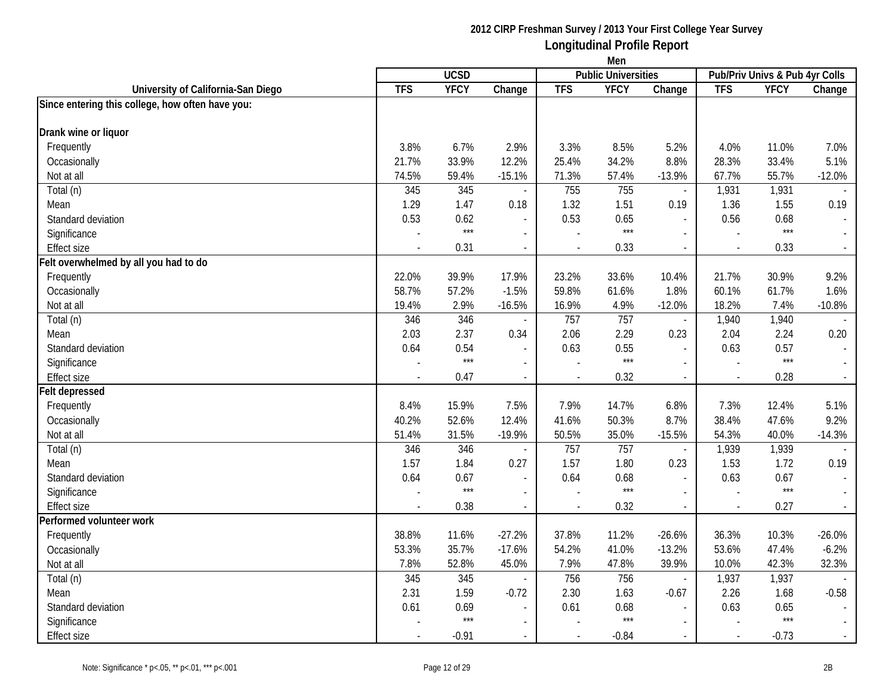**2012 CIRP Freshman Survey / 2013 Your First College Year Survey**

**Longitudinal Profile Report**

**Men**

| University of California-San Diego | UCSD | | | Public Universities | | | Pub/Priv Univs & Pub 4yr Colls | | |
|---|---|---|---|---|---|---|---|---|---|
| | TFS | YFCY | Change | TFS | YFCY | Change | TFS | YFCY | Change |
| **Since entering this college, how often have you:** | | | | | | | | | |
| **Drank wine or liquor** | | | | | | | | | |
| Frequently | 3.8% | 6.7% | 2.9% | 3.3% | 8.5% | 5.2% | 4.0% | 11.0% | 7.0% |
| Occasionally | 21.7% | 33.9% | 12.2% | 25.4% | 34.2% | 8.8% | 28.3% | 33.4% | 5.1% |
| Not at all | 74.5% | 59.4% | -15.1% | 71.3% | 57.4% | -13.9% | 67.7% | 55.7% | -12.0% |
| Total (n) | 345 | 345 | - | 755 | 755 | - | 1,931 | 1,931 | - |
| Mean | 1.29 | 1.47 | 0.18 | 1.32 | 1.51 | 0.19 | 1.36 | 1.55 | 0.19 |
| Standard deviation | 0.53 | 0.62 | - | 0.53 | 0.65 | - | 0.56 | 0.68 | - |
| Significance | - | *** | - | - | *** | - | - | *** | - |
| Effect size | - | 0.31 | - | - | 0.33 | - | - | 0.33 | - |
| **Felt overwhelmed by all you had to do** | | | | | | | | | |
| Frequently | 22.0% | 39.9% | 17.9% | 23.2% | 33.6% | 10.4% | 21.7% | 30.9% | 9.2% |
| Occasionally | 58.7% | 57.2% | -1.5% | 59.8% | 61.6% | 1.8% | 60.1% | 61.7% | 1.6% |
| Not at all | 19.4% | 2.9% | -16.5% | 16.9% | 4.9% | -12.0% | 18.2% | 7.4% | -10.8% |
| Total (n) | 346 | 346 | - | 757 | 757 | - | 1,940 | 1,940 | - |
| Mean | 2.03 | 2.37 | 0.34 | 2.06 | 2.29 | 0.23 | 2.04 | 2.24 | 0.20 |
| Standard deviation | 0.64 | 0.54 | - | 0.63 | 0.55 | - | 0.63 | 0.57 | - |
| Significance | - | *** | - | - | *** | - | - | *** | - |
| Effect size | - | 0.47 | - | - | 0.32 | - | - | 0.28 | - |
| **Felt depressed** | | | | | | | | | |
| Frequently | 8.4% | 15.9% | 7.5% | 7.9% | 14.7% | 6.8% | 7.3% | 12.4% | 5.1% |
| Occasionally | 40.2% | 52.6% | 12.4% | 41.6% | 50.3% | 8.7% | 38.4% | 47.6% | 9.2% |
| Not at all | 51.4% | 31.5% | -19.9% | 50.5% | 35.0% | -15.5% | 54.3% | 40.0% | -14.3% |
| Total (n) | 346 | 346 | - | 757 | 757 | - | 1,939 | 1,939 | - |
| Mean | 1.57 | 1.84 | 0.27 | 1.57 | 1.80 | 0.23 | 1.53 | 1.72 | 0.19 |
| Standard deviation | 0.64 | 0.67 | - | 0.64 | 0.68 | - | 0.63 | 0.67 | - |
| Significance | - | *** | - | - | *** | - | - | *** | - |
| Effect size | - | 0.38 | - | - | 0.32 | - | - | 0.27 | - |
| **Performed volunteer work** | | | | | | | | | |
| Frequently | 38.8% | 11.6% | -27.2% | 37.8% | 11.2% | -26.6% | 36.3% | 10.3% | -26.0% |
| Occasionally | 53.3% | 35.7% | -17.6% | 54.2% | 41.0% | -13.2% | 53.6% | 47.4% | -6.2% |
| Not at all | 7.8% | 52.8% | 45.0% | 7.9% | 47.8% | 39.9% | 10.0% | 42.3% | 32.3% |
| Total (n) | 345 | 345 | - | 756 | 756 | - | 1,937 | 1,937 | - |
| Mean | 2.31 | 1.59 | -0.72 | 2.30 | 1.63 | -0.67 | 2.26 | 1.68 | -0.58 |
| Standard deviation | 0.61 | 0.69 | - | 0.61 | 0.68 | - | 0.63 | 0.65 | - |
| Significance | - | *** | - | - | *** | - | - | *** | - |
| Effect size | - | -0.91 | - | - | -0.84 | - | - | -0.73 | - |

Note: Significance * p<.05, ** p<.01, *** p<.001

2B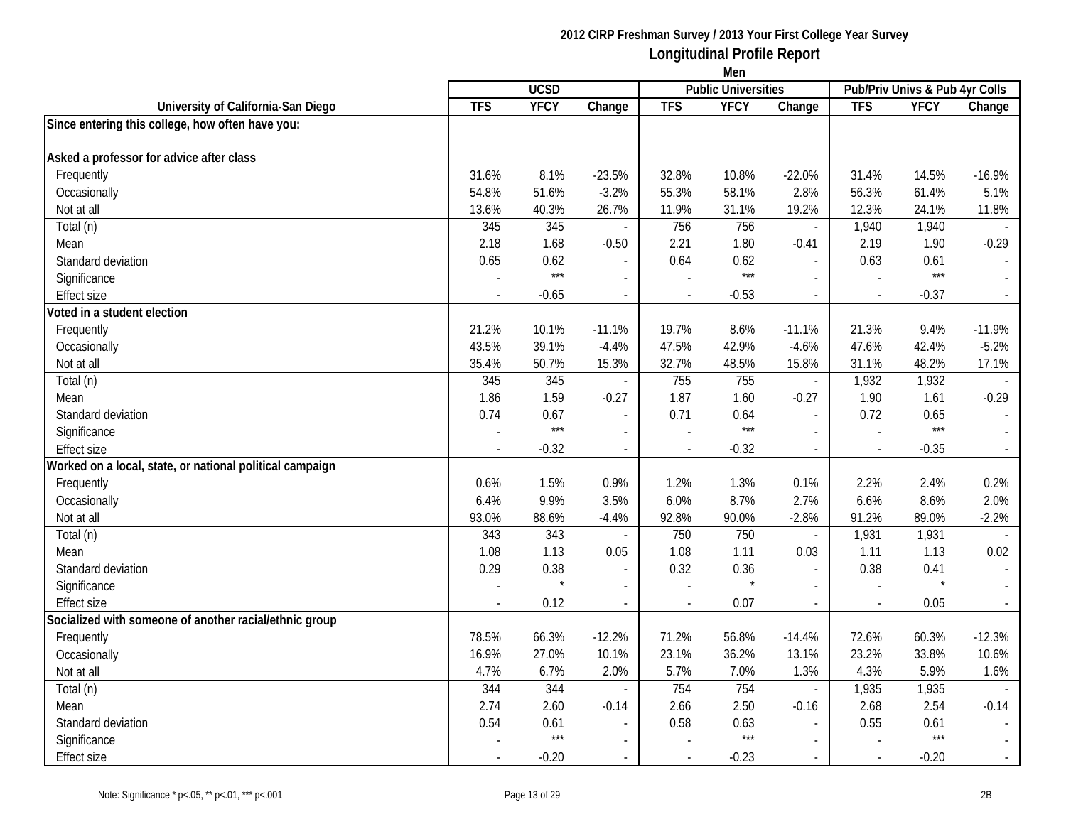**2012 CIRP Freshman Survey / 2013 Your First College Year Survey**
**Longitudinal Profile Report**
**Men**

| University of California-San Diego | UCSD | | | Public Universities | | | Pub/Priv Univs & Pub 4yr Colls | | |
|---|---|---|---|---|---|---|---|---|---|
| | TFS | YFCY | Change | TFS | YFCY | Change | TFS | YFCY | Change |
| **Since entering this college, how often have you:** | | | | | | | | | |
| **Asked a professor for advice after class** | | | | | | | | | |
| Frequently | 31.6% | 8.1% | -23.5% | 32.8% | 10.8% | -22.0% | 31.4% | 14.5% | -16.9% |
| Occasionally | 54.8% | 51.6% | -3.2% | 55.3% | 58.1% | 2.8% | 56.3% | 61.4% | 5.1% |
| Not at all | 13.6% | 40.3% | 26.7% | 11.9% | 31.1% | 19.2% | 12.3% | 24.1% | 11.8% |
| Total (n) | 345 | 345 | - | 756 | 756 | - | 1,940 | 1,940 | - |
| Mean | 2.18 | 1.68 | -0.50 | 2.21 | 1.80 | -0.41 | 2.19 | 1.90 | -0.29 |
| Standard deviation | 0.65 | 0.62 | - | 0.64 | 0.62 | - | 0.63 | 0.61 | - |
| Significance | - | *** | - | - | *** | - | - | *** | - |
| Effect size | - | -0.65 | - | - | -0.53 | - | - | -0.37 | - |
| **Voted in a student election** | | | | | | | | | |
| Frequently | 21.2% | 10.1% | -11.1% | 19.7% | 8.6% | -11.1% | 21.3% | 9.4% | -11.9% |
| Occasionally | 43.5% | 39.1% | -4.4% | 47.5% | 42.9% | -4.6% | 47.6% | 42.4% | -5.2% |
| Not at all | 35.4% | 50.7% | 15.3% | 32.7% | 48.5% | 15.8% | 31.1% | 48.2% | 17.1% |
| Total (n) | 345 | 345 | - | 755 | 755 | - | 1,932 | 1,932 | - |
| Mean | 1.86 | 1.59 | -0.27 | 1.87 | 1.60 | -0.27 | 1.90 | 1.61 | -0.29 |
| Standard deviation | 0.74 | 0.67 | - | 0.71 | 0.64 | - | 0.72 | 0.65 | - |
| Significance | - | *** | - | - | *** | - | - | *** | - |
| Effect size | - | -0.32 | - | - | -0.32 | - | - | -0.35 | - |
| **Worked on a local, state, or national political campaign** | | | | | | | | | |
| Frequently | 0.6% | 1.5% | 0.9% | 1.2% | 1.3% | 0.1% | 2.2% | 2.4% | 0.2% |
| Occasionally | 6.4% | 9.9% | 3.5% | 6.0% | 8.7% | 2.7% | 6.6% | 8.6% | 2.0% |
| Not at all | 93.0% | 88.6% | -4.4% | 92.8% | 90.0% | -2.8% | 91.2% | 89.0% | -2.2% |
| Total (n) | 343 | 343 | - | 750 | 750 | - | 1,931 | 1,931 | - |
| Mean | 1.08 | 1.13 | 0.05 | 1.08 | 1.11 | 0.03 | 1.11 | 1.13 | 0.02 |
| Standard deviation | 0.29 | 0.38 | - | 0.32 | 0.36 | - | 0.38 | 0.41 | - |
| Significance | - | * | - | - | * | - | - | * | - |
| Effect size | - | 0.12 | - | - | 0.07 | - | - | 0.05 | - |
| **Socialized with someone of another racial/ethnic group** | | | | | | | | | |
| Frequently | 78.5% | 66.3% | -12.2% | 71.2% | 56.8% | -14.4% | 72.6% | 60.3% | -12.3% |
| Occasionally | 16.9% | 27.0% | 10.1% | 23.1% | 36.2% | 13.1% | 23.2% | 33.8% | 10.6% |
| Not at all | 4.7% | 6.7% | 2.0% | 5.7% | 7.0% | 1.3% | 4.3% | 5.9% | 1.6% |
| Total (n) | 344 | 344 | - | 754 | 754 | - | 1,935 | 1,935 | - |
| Mean | 2.74 | 2.60 | -0.14 | 2.66 | 2.50 | -0.16 | 2.68 | 2.54 | -0.14 |
| Standard deviation | 0.54 | 0.61 | - | 0.58 | 0.63 | - | 0.55 | 0.61 | - |
| Significance | - | *** | - | - | *** | - | - | *** | - |
| Effect size | - | -0.20 | - | - | -0.23 | - | - | -0.20 | - |

Note: Significance * p<.05, ** p<.01, *** p<.001

2B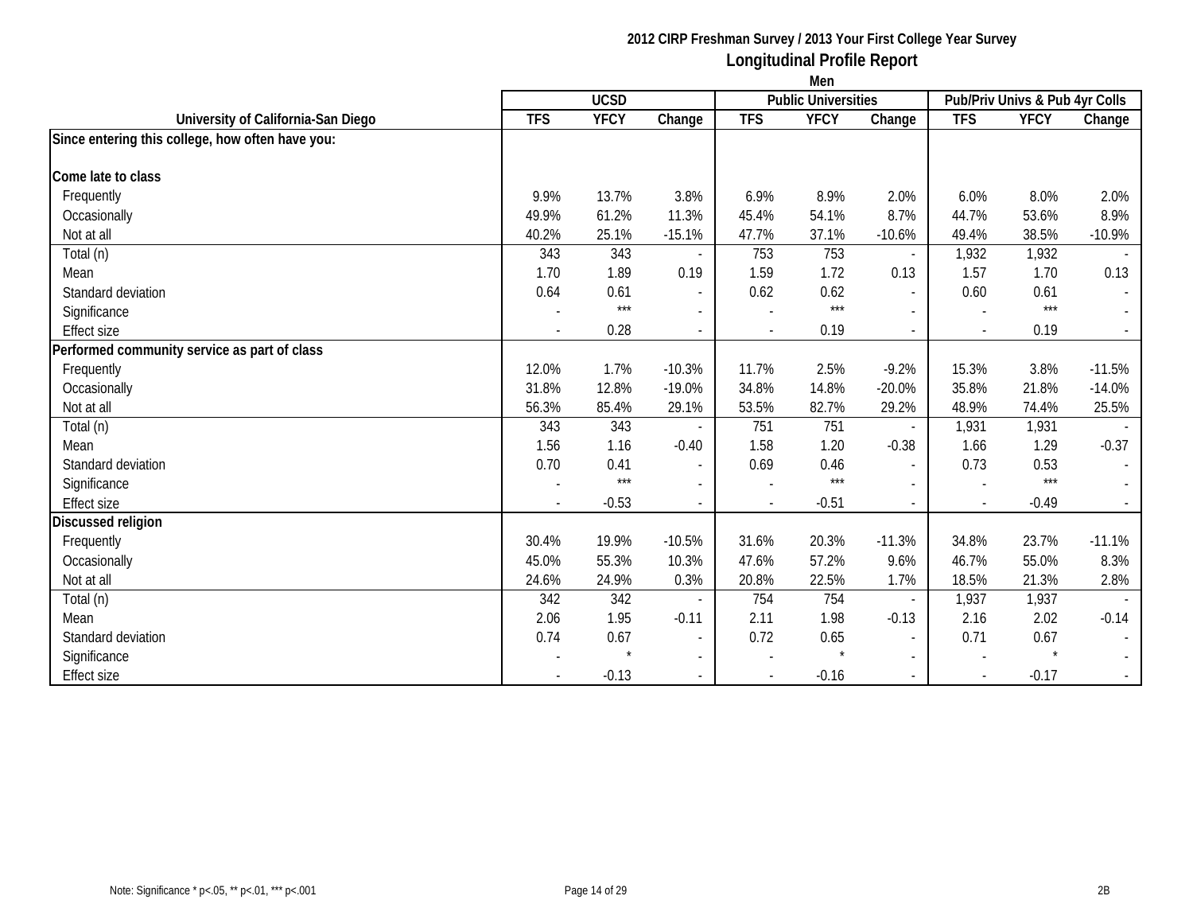**2012 CIRP Freshman Survey / 2013 Your First College Year Survey**

**Longitudinal Profile Report**

**Men**

| University of California-San Diego | UCSD | | | Public Universities | | | Pub/Priv Univs & Pub 4yr Colls | | |
|---|---|---|---|---|---|---|---|---|---|
| | TFS | YFCY | Change | TFS | YFCY | Change | TFS | YFCY | Change |
| **Since entering this college, how often have you:** | | | | | | | | | |
| **Come late to class** | | | | | | | | | |
| Frequently | 9.9% | 13.7% | 3.8% | 6.9% | 8.9% | 2.0% | 6.0% | 8.0% | 2.0% |
| Occasionally | 49.9% | 61.2% | 11.3% | 45.4% | 54.1% | 8.7% | 44.7% | 53.6% | 8.9% |
| Not at all | 40.2% | 25.1% | -15.1% | 47.7% | 37.1% | -10.6% | 49.4% | 38.5% | -10.9% |
| Total (n) | 343 | 343 | - | 753 | 753 | - | 1,932 | 1,932 | - |
| Mean | 1.70 | 1.89 | 0.19 | 1.59 | 1.72 | 0.13 | 1.57 | 1.70 | 0.13 |
| Standard deviation | 0.64 | 0.61 | - | 0.62 | 0.62 | - | 0.60 | 0.61 | - |
| Significance | - | *** | - | - | *** | - | - | *** | - |
| Effect size | - | 0.28 | - | - | 0.19 | - | - | 0.19 | - |
| **Performed community service as part of class** | | | | | | | | | |
| Frequently | 12.0% | 1.7% | -10.3% | 11.7% | 2.5% | -9.2% | 15.3% | 3.8% | -11.5% |
| Occasionally | 31.8% | 12.8% | -19.0% | 34.8% | 14.8% | -20.0% | 35.8% | 21.8% | -14.0% |
| Not at all | 56.3% | 85.4% | 29.1% | 53.5% | 82.7% | 29.2% | 48.9% | 74.4% | 25.5% |
| Total (n) | 343 | 343 | - | 751 | 751 | - | 1,931 | 1,931 | - |
| Mean | 1.56 | 1.16 | -0.40 | 1.58 | 1.20 | -0.38 | 1.66 | 1.29 | -0.37 |
| Standard deviation | 0.70 | 0.41 | - | 0.69 | 0.46 | - | 0.73 | 0.53 | - |
| Significance | - | *** | - | - | *** | - | - | *** | - |
| Effect size | - | -0.53 | - | - | -0.51 | - | - | -0.49 | - |
| **Discussed religion** | | | | | | | | | |
| Frequently | 30.4% | 19.9% | -10.5% | 31.6% | 20.3% | -11.3% | 34.8% | 23.7% | -11.1% |
| Occasionally | 45.0% | 55.3% | 10.3% | 47.6% | 57.2% | 9.6% | 46.7% | 55.0% | 8.3% |
| Not at all | 24.6% | 24.9% | 0.3% | 20.8% | 22.5% | 1.7% | 18.5% | 21.3% | 2.8% |
| Total (n) | 342 | 342 | - | 754 | 754 | - | 1,937 | 1,937 | - |
| Mean | 2.06 | 1.95 | -0.11 | 2.11 | 1.98 | -0.13 | 2.16 | 2.02 | -0.14 |
| Standard deviation | 0.74 | 0.67 | - | 0.72 | 0.65 | - | 0.71 | 0.67 | - |
| Significance | - | * | - | - | * | - | - | * | - |
| Effect size | - | -0.13 | - | - | -0.16 | - | - | -0.17 | - |

Note: Significance * p<.05, ** p<.01, *** p<.001

2B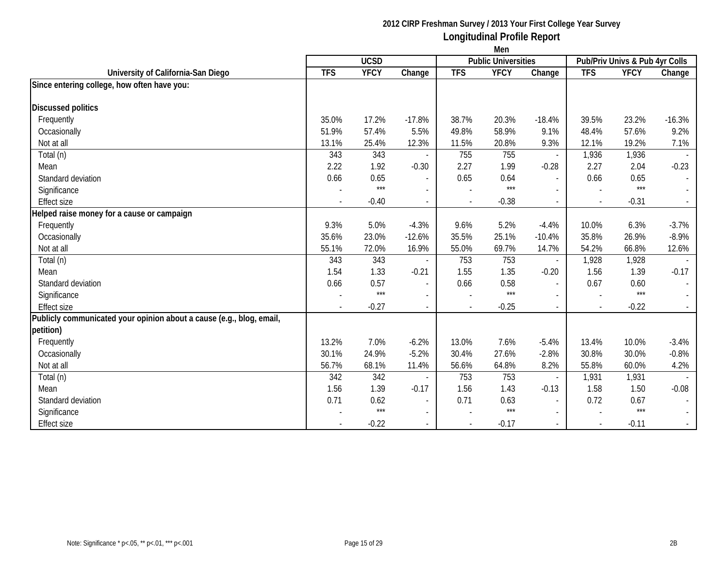# 2012 CIRP Freshman Survey / 2013 Your First College Year Survey

## Longitudinal Profile Report

### Men

| University of California-San Diego | UCSD | | | Public Universities | | | Pub/Priv Univs & Pub 4yr Colls | | |
|---|---|---|---|---|---|---|---|---|---|
| | TFS | YFCY | Change | TFS | YFCY | Change | TFS | YFCY | Change |
| **Since entering college, how often have you:** | | | | | | | | | |
| **Discussed politics** | | | | | | | | | |
| Frequently | 35.0% | 17.2% | -17.8% | 38.7% | 20.3% | -18.4% | 39.5% | 23.2% | -16.3% |
| Occasionally | 51.9% | 57.4% | 5.5% | 49.8% | 58.9% | 9.1% | 48.4% | 57.6% | 9.2% |
| Not at all | 13.1% | 25.4% | 12.3% | 11.5% | 20.8% | 9.3% | 12.1% | 19.2% | 7.1% |
| Total (n) | 343 | 343 | - | 755 | 755 | - | 1,936 | 1,936 | - |
| Mean | 2.22 | 1.92 | -0.30 | 2.27 | 1.99 | -0.28 | 2.27 | 2.04 | -0.23 |
| Standard deviation | 0.66 | 0.65 | - | 0.65 | 0.64 | - | 0.66 | 0.65 | - |
| Significance | - | *** | - | - | *** | - | - | *** | - |
| Effect size | - | -0.40 | - | - | -0.38 | - | - | -0.31 | - |
| **Helped raise money for a cause or campaign** | | | | | | | | | |
| Frequently | 9.3% | 5.0% | -4.3% | 9.6% | 5.2% | -4.4% | 10.0% | 6.3% | -3.7% |
| Occasionally | 35.6% | 23.0% | -12.6% | 35.5% | 25.1% | -10.4% | 35.8% | 26.9% | -8.9% |
| Not at all | 55.1% | 72.0% | 16.9% | 55.0% | 69.7% | 14.7% | 54.2% | 66.8% | 12.6% |
| Total (n) | 343 | 343 | - | 753 | 753 | - | 1,928 | 1,928 | - |
| Mean | 1.54 | 1.33 | -0.21 | 1.55 | 1.35 | -0.20 | 1.56 | 1.39 | -0.17 |
| Standard deviation | 0.66 | 0.57 | - | 0.66 | 0.58 | - | 0.67 | 0.60 | - |
| Significance | - | *** | - | - | *** | - | - | *** | - |
| Effect size | - | -0.27 | - | - | -0.25 | - | - | -0.22 | - |
| **Publicly communicated your opinion about a cause (e.g., blog, email, petition)** | | | | | | | | | |
| Frequently | 13.2% | 7.0% | -6.2% | 13.0% | 7.6% | -5.4% | 13.4% | 10.0% | -3.4% |
| Occasionally | 30.1% | 24.9% | -5.2% | 30.4% | 27.6% | -2.8% | 30.8% | 30.0% | -0.8% |
| Not at all | 56.7% | 68.1% | 11.4% | 56.6% | 64.8% | 8.2% | 55.8% | 60.0% | 4.2% |
| Total (n) | 342 | 342 | - | 753 | 753 | - | 1,931 | 1,931 | - |
| Mean | 1.56 | 1.39 | -0.17 | 1.56 | 1.43 | -0.13 | 1.58 | 1.50 | -0.08 |
| Standard deviation | 0.71 | 0.62 | - | 0.71 | 0.63 | - | 0.72 | 0.67 | - |
| Significance | - | *** | - | - | *** | - | - | *** | - |
| Effect size | - | -0.22 | - | - | -0.17 | - | - | -0.11 | - |

Note: Significance * p<.05, ** p<.01, *** p<.001

2B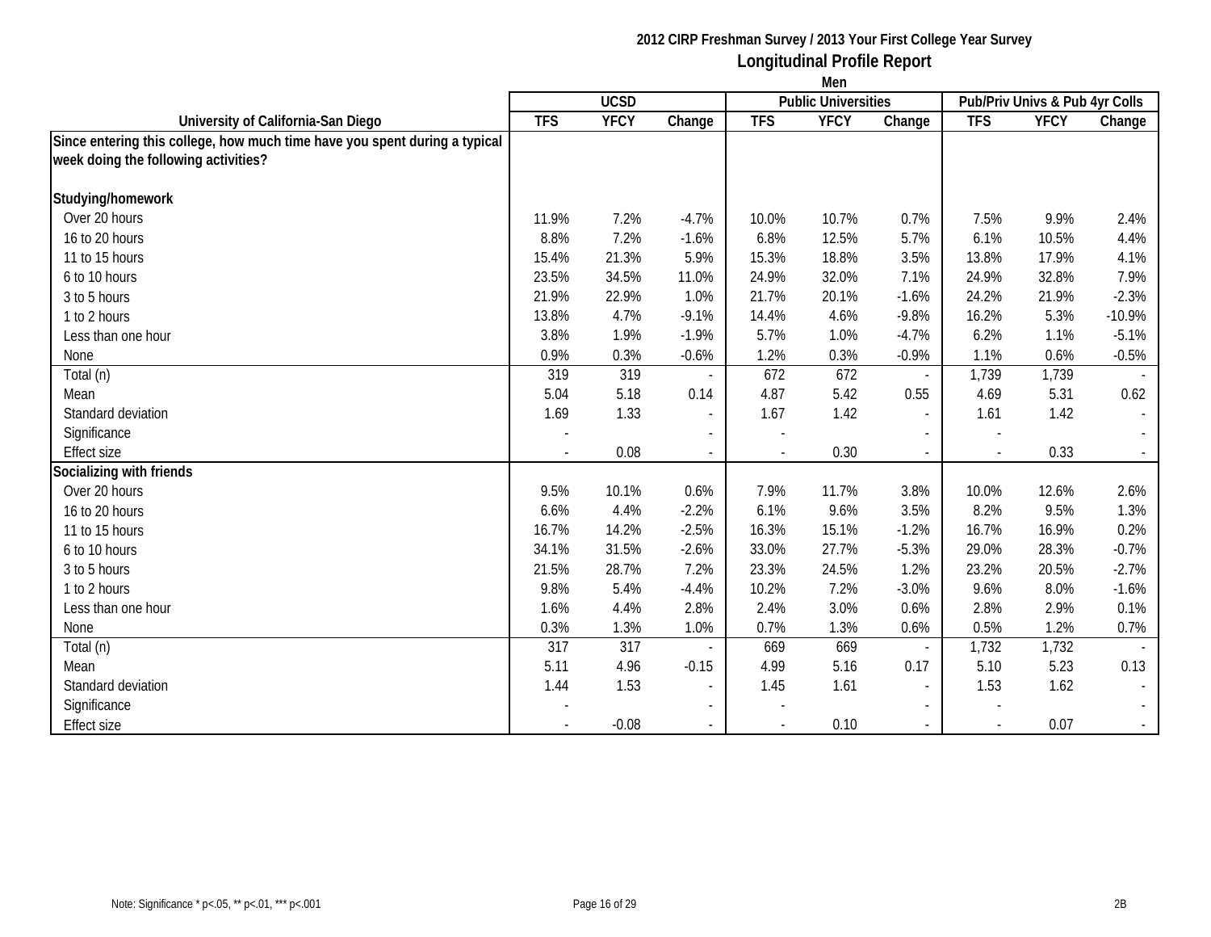2012 CIRP Freshman Survey / 2013 Your First College Year Survey

**Longitudinal Profile Report**

Men

| University of California-San Diego | UCSD | | | Public Universities | | | Pub/Priv Univs & Pub 4yr Colls | | |
|---|---|---|---|---|---|---|---|---|---|
| | TFS | YFCY | Change | TFS | YFCY | Change | TFS | YFCY | Change |
| **Since entering this college, how much time have you spent during a typical week doing the following activities?** | | | | | | | | | |
| **Studying/homework** | | | | | | | | | |
| Over 20 hours | 11.9% | 7.2% | -4.7% | 10.0% | 10.7% | 0.7% | 7.5% | 9.9% | 2.4% |
| 16 to 20 hours | 8.8% | 7.2% | -1.6% | 6.8% | 12.5% | 5.7% | 6.1% | 10.5% | 4.4% |
| 11 to 15 hours | 15.4% | 21.3% | 5.9% | 15.3% | 18.8% | 3.5% | 13.8% | 17.9% | 4.1% |
| 6 to 10 hours | 23.5% | 34.5% | 11.0% | 24.9% | 32.0% | 7.1% | 24.9% | 32.8% | 7.9% |
| 3 to 5 hours | 21.9% | 22.9% | 1.0% | 21.7% | 20.1% | -1.6% | 24.2% | 21.9% | -2.3% |
| 1 to 2 hours | 13.8% | 4.7% | -9.1% | 14.4% | 4.6% | -9.8% | 16.2% | 5.3% | -10.9% |
| Less than one hour | 3.8% | 1.9% | -1.9% | 5.7% | 1.0% | -4.7% | 6.2% | 1.1% | -5.1% |
| None | 0.9% | 0.3% | -0.6% | 1.2% | 0.3% | -0.9% | 1.1% | 0.6% | -0.5% |
| Total (n) | 319 | 319 | - | 672 | 672 | - | 1,739 | 1,739 | - |
| Mean | 5.04 | 5.18 | 0.14 | 4.87 | 5.42 | 0.55 | 4.69 | 5.31 | 0.62 |
| Standard deviation | 1.69 | 1.33 | - | 1.67 | 1.42 | - | 1.61 | 1.42 | - |
| Significance | - | | - | - | | - | - | | - |
| Effect size | - | 0.08 | - | - | 0.30 | - | - | 0.33 | - |
| **Socializing with friends** | | | | | | | | | |
| Over 20 hours | 9.5% | 10.1% | 0.6% | 7.9% | 11.7% | 3.8% | 10.0% | 12.6% | 2.6% |
| 16 to 20 hours | 6.6% | 4.4% | -2.2% | 6.1% | 9.6% | 3.5% | 8.2% | 9.5% | 1.3% |
| 11 to 15 hours | 16.7% | 14.2% | -2.5% | 16.3% | 15.1% | -1.2% | 16.7% | 16.9% | 0.2% |
| 6 to 10 hours | 34.1% | 31.5% | -2.6% | 33.0% | 27.7% | -5.3% | 29.0% | 28.3% | -0.7% |
| 3 to 5 hours | 21.5% | 28.7% | 7.2% | 23.3% | 24.5% | 1.2% | 23.2% | 20.5% | -2.7% |
| 1 to 2 hours | 9.8% | 5.4% | -4.4% | 10.2% | 7.2% | -3.0% | 9.6% | 8.0% | -1.6% |
| Less than one hour | 1.6% | 4.4% | 2.8% | 2.4% | 3.0% | 0.6% | 2.8% | 2.9% | 0.1% |
| None | 0.3% | 1.3% | 1.0% | 0.7% | 1.3% | 0.6% | 0.5% | 1.2% | 0.7% |
| Total (n) | 317 | 317 | - | 669 | 669 | - | 1,732 | 1,732 | - |
| Mean | 5.11 | 4.96 | -0.15 | 4.99 | 5.16 | 0.17 | 5.10 | 5.23 | 0.13 |
| Standard deviation | 1.44 | 1.53 | - | 1.45 | 1.61 | - | 1.53 | 1.62 | - |
| Significance | - | | - | - | | - | - | | - |
| Effect size | - | -0.08 | - | - | 0.10 | - | - | 0.07 | - |

Note: Significance * p<.05, ** p<.01, *** p<.001

2B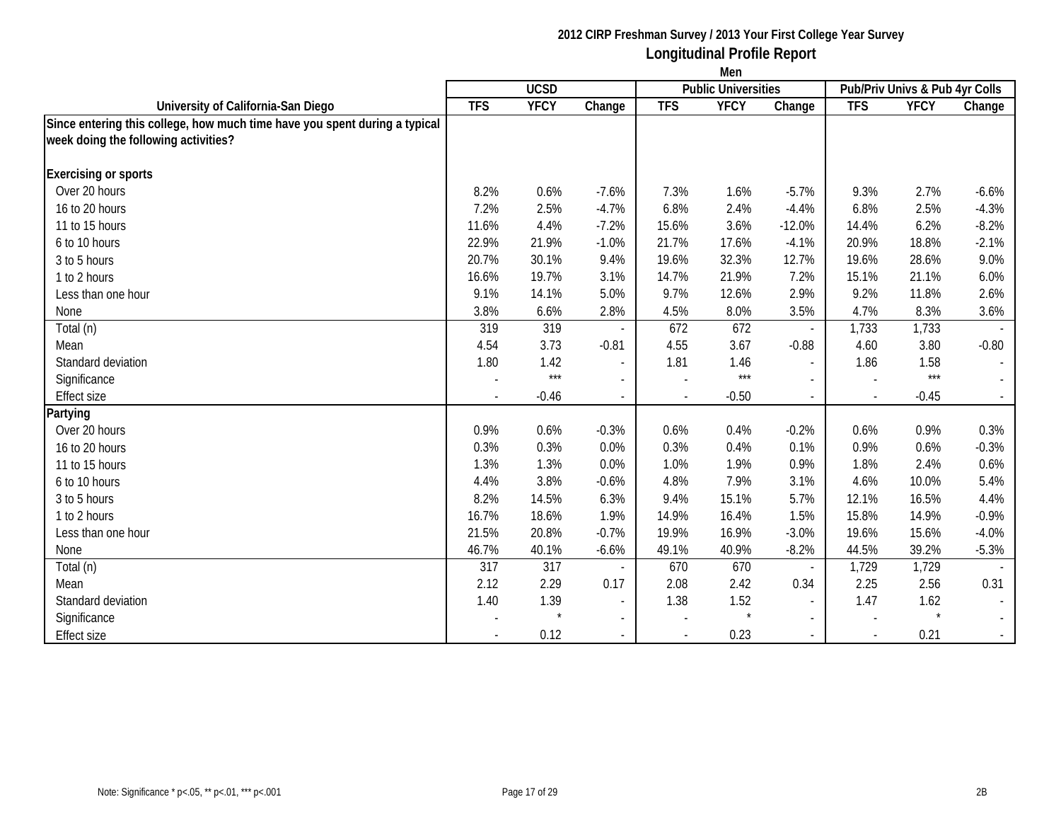2012 CIRP Freshman Survey / 2013 Your First College Year Survey

**Longitudinal Profile Report**

Men

| University of California-San Diego | UCSD | | | Public Universities | | | Pub/Priv Univs & Pub 4yr Colls | | |
|---|---|---|---|---|---|---|---|---|---|
| | TFS | YFCY | Change | TFS | YFCY | Change | TFS | YFCY | Change |
| **Since entering this college, how much time have you spent during a typical week doing the following activities?** | | | | | | | | | |
| **Exercising or sports** | | | | | | | | | |
| Over 20 hours | 8.2% | 0.6% | -7.6% | 7.3% | 1.6% | -5.7% | 9.3% | 2.7% | -6.6% |
| 16 to 20 hours | 7.2% | 2.5% | -4.7% | 6.8% | 2.4% | -4.4% | 6.8% | 2.5% | -4.3% |
| 11 to 15 hours | 11.6% | 4.4% | -7.2% | 15.6% | 3.6% | -12.0% | 14.4% | 6.2% | -8.2% |
| 6 to 10 hours | 22.9% | 21.9% | -1.0% | 21.7% | 17.6% | -4.1% | 20.9% | 18.8% | -2.1% |
| 3 to 5 hours | 20.7% | 30.1% | 9.4% | 19.6% | 32.3% | 12.7% | 19.6% | 28.6% | 9.0% |
| 1 to 2 hours | 16.6% | 19.7% | 3.1% | 14.7% | 21.9% | 7.2% | 15.1% | 21.1% | 6.0% |
| Less than one hour | 9.1% | 14.1% | 5.0% | 9.7% | 12.6% | 2.9% | 9.2% | 11.8% | 2.6% |
| None | 3.8% | 6.6% | 2.8% | 4.5% | 8.0% | 3.5% | 4.7% | 8.3% | 3.6% |
| Total (n) | 319 | 319 | - | 672 | 672 | - | 1,733 | 1,733 | - |
| Mean | 4.54 | 3.73 | -0.81 | 4.55 | 3.67 | -0.88 | 4.60 | 3.80 | -0.80 |
| Standard deviation | 1.80 | 1.42 | - | 1.81 | 1.46 | - | 1.86 | 1.58 | - |
| Significance | - | *** | - | - | *** | - | - | *** | - |
| Effect size | - | -0.46 | - | - | -0.50 | - | - | -0.45 | - |
| **Partying** | | | | | | | | | |
| Over 20 hours | 0.9% | 0.6% | -0.3% | 0.6% | 0.4% | -0.2% | 0.6% | 0.9% | 0.3% |
| 16 to 20 hours | 0.3% | 0.3% | 0.0% | 0.3% | 0.4% | 0.1% | 0.9% | 0.6% | -0.3% |
| 11 to 15 hours | 1.3% | 1.3% | 0.0% | 1.0% | 1.9% | 0.9% | 1.8% | 2.4% | 0.6% |
| 6 to 10 hours | 4.4% | 3.8% | -0.6% | 4.8% | 7.9% | 3.1% | 4.6% | 10.0% | 5.4% |
| 3 to 5 hours | 8.2% | 14.5% | 6.3% | 9.4% | 15.1% | 5.7% | 12.1% | 16.5% | 4.4% |
| 1 to 2 hours | 16.7% | 18.6% | 1.9% | 14.9% | 16.4% | 1.5% | 15.8% | 14.9% | -0.9% |
| Less than one hour | 21.5% | 20.8% | -0.7% | 19.9% | 16.9% | -3.0% | 19.6% | 15.6% | -4.0% |
| None | 46.7% | 40.1% | -6.6% | 49.1% | 40.9% | -8.2% | 44.5% | 39.2% | -5.3% |
| Total (n) | 317 | 317 | - | 670 | 670 | - | 1,729 | 1,729 | - |
| Mean | 2.12 | 2.29 | 0.17 | 2.08 | 2.42 | 0.34 | 2.25 | 2.56 | 0.31 |
| Standard deviation | 1.40 | 1.39 | - | 1.38 | 1.52 | - | 1.47 | 1.62 | - |
| Significance | - | * | - | - | * | - | - | * | - |
| Effect size | - | 0.12 | - | - | 0.23 | - | - | 0.21 | - |

Note: Significance * p<.05, ** p<.01, *** p<.001

2B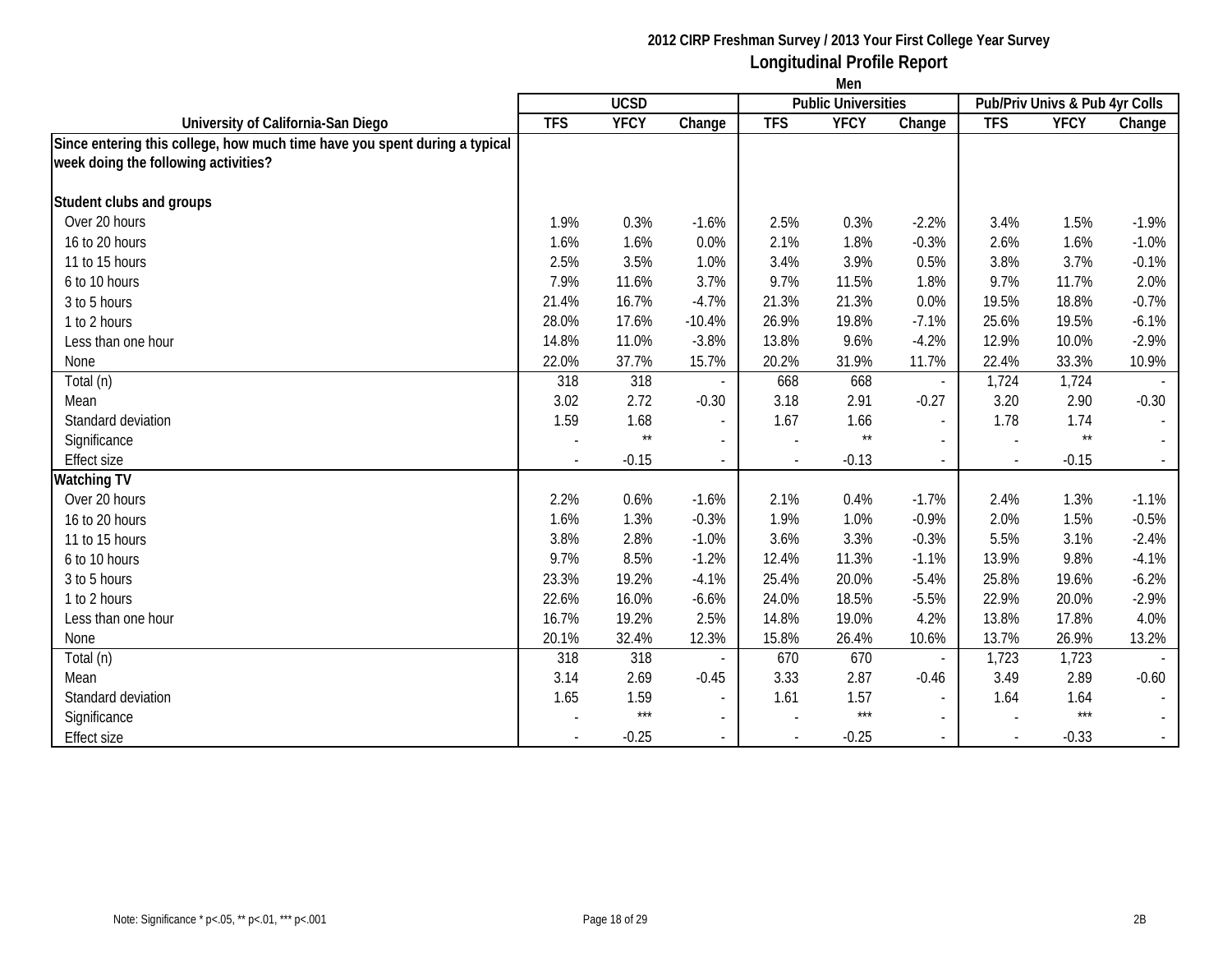## 2012 CIRP Freshman Survey / 2013 Your First College Year Survey
## Longitudinal Profile Report
### Men

| University of California-San Diego | UCSD | | | Public Universities | | | Pub/Priv Univs & Pub 4yr Colls | | |
|---|---|---|---|---|---|---|---|---|---|
| | TFS | YFCY | Change | TFS | YFCY | Change | TFS | YFCY | Change |
| **Since entering this college, how much time have you spent during a typical week doing the following activities?** | | | | | | | | | |
| **Student clubs and groups** | | | | | | | | | |
| Over 20 hours | 1.9% | 0.3% | -1.6% | 2.5% | 0.3% | -2.2% | 3.4% | 1.5% | -1.9% |
| 16 to 20 hours | 1.6% | 1.6% | 0.0% | 2.1% | 1.8% | -0.3% | 2.6% | 1.6% | -1.0% |
| 11 to 15 hours | 2.5% | 3.5% | 1.0% | 3.4% | 3.9% | 0.5% | 3.8% | 3.7% | -0.1% |
| 6 to 10 hours | 7.9% | 11.6% | 3.7% | 9.7% | 11.5% | 1.8% | 9.7% | 11.7% | 2.0% |
| 3 to 5 hours | 21.4% | 16.7% | -4.7% | 21.3% | 21.3% | 0.0% | 19.5% | 18.8% | -0.7% |
| 1 to 2 hours | 28.0% | 17.6% | -10.4% | 26.9% | 19.8% | -7.1% | 25.6% | 19.5% | -6.1% |
| Less than one hour | 14.8% | 11.0% | -3.8% | 13.8% | 9.6% | -4.2% | 12.9% | 10.0% | -2.9% |
| None | 22.0% | 37.7% | 15.7% | 20.2% | 31.9% | 11.7% | 22.4% | 33.3% | 10.9% |
| Total (n) | 318 | 318 | - | 668 | 668 | - | 1,724 | 1,724 | - |
| Mean | 3.02 | 2.72 | -0.30 | 3.18 | 2.91 | -0.27 | 3.20 | 2.90 | -0.30 |
| Standard deviation | 1.59 | 1.68 | - | 1.67 | 1.66 | - | 1.78 | 1.74 | - |
| Significance | - | ** | - | - | ** | - | - | ** | - |
| Effect size | - | -0.15 | - | - | -0.13 | - | - | -0.15 | - |
| **Watching TV** | | | | | | | | | |
| Over 20 hours | 2.2% | 0.6% | -1.6% | 2.1% | 0.4% | -1.7% | 2.4% | 1.3% | -1.1% |
| 16 to 20 hours | 1.6% | 1.3% | -0.3% | 1.9% | 1.0% | -0.9% | 2.0% | 1.5% | -0.5% |
| 11 to 15 hours | 3.8% | 2.8% | -1.0% | 3.6% | 3.3% | -0.3% | 5.5% | 3.1% | -2.4% |
| 6 to 10 hours | 9.7% | 8.5% | -1.2% | 12.4% | 11.3% | -1.1% | 13.9% | 9.8% | -4.1% |
| 3 to 5 hours | 23.3% | 19.2% | -4.1% | 25.4% | 20.0% | -5.4% | 25.8% | 19.6% | -6.2% |
| 1 to 2 hours | 22.6% | 16.0% | -6.6% | 24.0% | 18.5% | -5.5% | 22.9% | 20.0% | -2.9% |
| Less than one hour | 16.7% | 19.2% | 2.5% | 14.8% | 19.0% | 4.2% | 13.8% | 17.8% | 4.0% |
| None | 20.1% | 32.4% | 12.3% | 15.8% | 26.4% | 10.6% | 13.7% | 26.9% | 13.2% |
| Total (n) | 318 | 318 | - | 670 | 670 | - | 1,723 | 1,723 | - |
| Mean | 3.14 | 2.69 | -0.45 | 3.33 | 2.87 | -0.46 | 3.49 | 2.89 | -0.60 |
| Standard deviation | 1.65 | 1.59 | - | 1.61 | 1.57 | - | 1.64 | 1.64 | - |
| Significance | - | *** | - | - | *** | - | - | *** | - |
| Effect size | - | -0.25 | - | - | -0.25 | - | - | -0.33 | - |

Note: Significance * p<.05, ** p<.01, *** p<.001

2B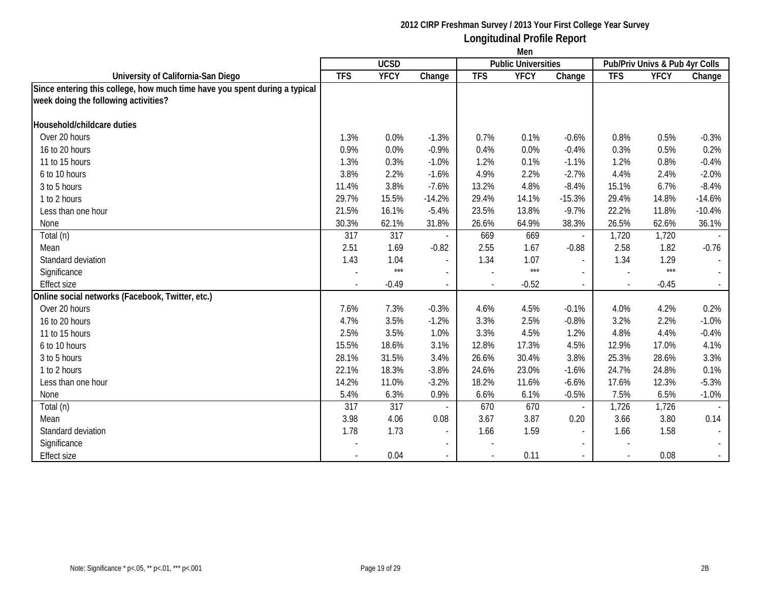# 2012 CIRP Freshman Survey / 2013 Your First College Year Survey

## Longitudinal Profile Report

### Men

| University of California-San Diego | UCSD | | | Public Universities | | | Pub/Priv Univs & Pub 4yr Colls | | |
|---|---|---|---|---|---|---|---|---|---|
| | TFS | YFCY | Change | TFS | YFCY | Change | TFS | YFCY | Change |
| **Since entering this college, how much time have you spent during a typical week doing the following activities?** | | | | | | | | | |
| **Household/childcare duties** | | | | | | | | | |
| Over 20 hours | 1.3% | 0.0% | -1.3% | 0.7% | 0.1% | -0.6% | 0.8% | 0.5% | -0.3% |
| 16 to 20 hours | 0.9% | 0.0% | -0.9% | 0.4% | 0.0% | -0.4% | 0.3% | 0.5% | 0.2% |
| 11 to 15 hours | 1.3% | 0.3% | -1.0% | 1.2% | 0.1% | -1.1% | 1.2% | 0.8% | -0.4% |
| 6 to 10 hours | 3.8% | 2.2% | -1.6% | 4.9% | 2.2% | -2.7% | 4.4% | 2.4% | -2.0% |
| 3 to 5 hours | 11.4% | 3.8% | -7.6% | 13.2% | 4.8% | -8.4% | 15.1% | 6.7% | -8.4% |
| 1 to 2 hours | 29.7% | 15.5% | -14.2% | 29.4% | 14.1% | -15.3% | 29.4% | 14.8% | -14.6% |
| Less than one hour | 21.5% | 16.1% | -5.4% | 23.5% | 13.8% | -9.7% | 22.2% | 11.8% | -10.4% |
| None | 30.3% | 62.1% | 31.8% | 26.6% | 64.9% | 38.3% | 26.5% | 62.6% | 36.1% |
| Total (n) | 317 | 317 | - | 669 | 669 | - | 1,720 | 1,720 | - |
| Mean | 2.51 | 1.69 | -0.82 | 2.55 | 1.67 | -0.88 | 2.58 | 1.82 | -0.76 |
| Standard deviation | 1.43 | 1.04 | - | 1.34 | 1.07 | - | 1.34 | 1.29 | - |
| Significance | - | *** | - | - | *** | - | - | *** | - |
| Effect size | - | -0.49 | - | - | -0.52 | - | - | -0.45 | - |
| **Online social networks (Facebook, Twitter, etc.)** | | | | | | | | | |
| Over 20 hours | 7.6% | 7.3% | -0.3% | 4.6% | 4.5% | -0.1% | 4.0% | 4.2% | 0.2% |
| 16 to 20 hours | 4.7% | 3.5% | -1.2% | 3.3% | 2.5% | -0.8% | 3.2% | 2.2% | -1.0% |
| 11 to 15 hours | 2.5% | 3.5% | 1.0% | 3.3% | 4.5% | 1.2% | 4.8% | 4.4% | -0.4% |
| 6 to 10 hours | 15.5% | 18.6% | 3.1% | 12.8% | 17.3% | 4.5% | 12.9% | 17.0% | 4.1% |
| 3 to 5 hours | 28.1% | 31.5% | 3.4% | 26.6% | 30.4% | 3.8% | 25.3% | 28.6% | 3.3% |
| 1 to 2 hours | 22.1% | 18.3% | -3.8% | 24.6% | 23.0% | -1.6% | 24.7% | 24.8% | 0.1% |
| Less than one hour | 14.2% | 11.0% | -3.2% | 18.2% | 11.6% | -6.6% | 17.6% | 12.3% | -5.3% |
| None | 5.4% | 6.3% | 0.9% | 6.6% | 6.1% | -0.5% | 7.5% | 6.5% | -1.0% |
| Total (n) | 317 | 317 | - | 670 | 670 | - | 1,726 | 1,726 | - |
| Mean | 3.98 | 4.06 | 0.08 | 3.67 | 3.87 | 0.20 | 3.66 | 3.80 | 0.14 |
| Standard deviation | 1.78 | 1.73 | - | 1.66 | 1.59 | - | 1.66 | 1.58 | - |
| Significance | - | | - | - | | - | - | | - |
| Effect size | - | 0.04 | - | - | 0.11 | - | - | 0.08 | - |

Note: Significance * p<.05, ** p<.01, *** p<.001

2B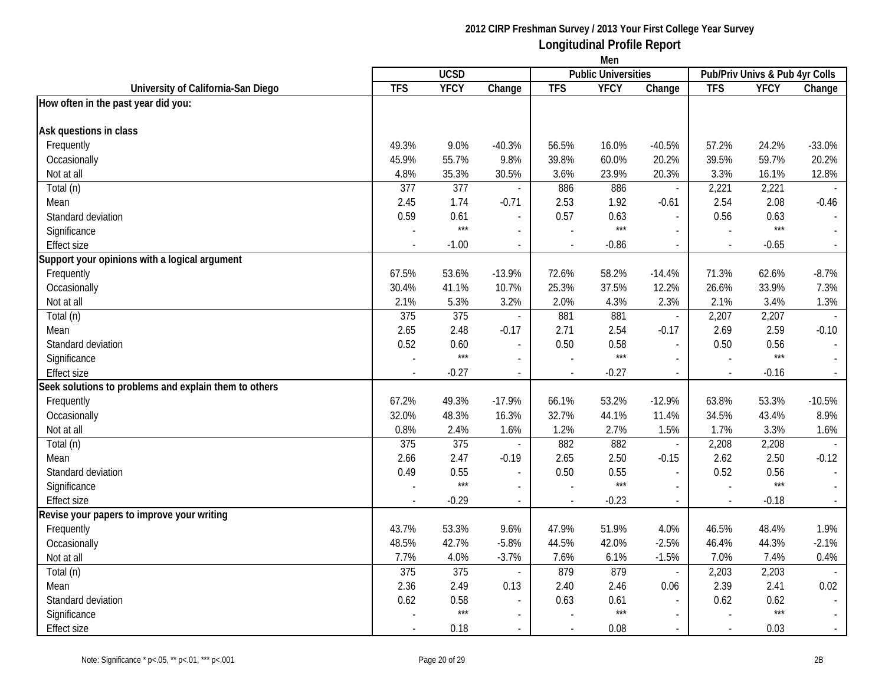**2012 CIRP Freshman Survey / 2013 Your First College Year Survey**

## Longitudinal Profile Report

**Men**

| University of California-San Diego | UCSD | | | Public Universities | | | Pub/Priv Univs & Pub 4yr Colls | | |
|---|---|---|---|---|---|---|---|---|---|
| | TFS | YFCY | Change | TFS | YFCY | Change | TFS | YFCY | Change |
| **How often in the past year did you:** | | | | | | | | | |
| **Ask questions in class** | | | | | | | | | |
| Frequently | 49.3% | 9.0% | -40.3% | 56.5% | 16.0% | -40.5% | 57.2% | 24.2% | -33.0% |
| Occasionally | 45.9% | 55.7% | 9.8% | 39.8% | 60.0% | 20.2% | 39.5% | 59.7% | 20.2% |
| Not at all | 4.8% | 35.3% | 30.5% | 3.6% | 23.9% | 20.3% | 3.3% | 16.1% | 12.8% |
| Total (n) | 377 | 377 | - | 886 | 886 | - | 2,221 | 2,221 | - |
| Mean | 2.45 | 1.74 | -0.71 | 2.53 | 1.92 | -0.61 | 2.54 | 2.08 | -0.46 |
| Standard deviation | 0.59 | 0.61 | - | 0.57 | 0.63 | - | 0.56 | 0.63 | - |
| Significance | - | *** | - | - | *** | - | - | *** | - |
| Effect size | - | -1.00 | - | - | -0.86 | - | - | -0.65 | - |
| **Support your opinions with a logical argument** | | | | | | | | | |
| Frequently | 67.5% | 53.6% | -13.9% | 72.6% | 58.2% | -14.4% | 71.3% | 62.6% | -8.7% |
| Occasionally | 30.4% | 41.1% | 10.7% | 25.3% | 37.5% | 12.2% | 26.6% | 33.9% | 7.3% |
| Not at all | 2.1% | 5.3% | 3.2% | 2.0% | 4.3% | 2.3% | 2.1% | 3.4% | 1.3% |
| Total (n) | 375 | 375 | - | 881 | 881 | - | 2,207 | 2,207 | - |
| Mean | 2.65 | 2.48 | -0.17 | 2.71 | 2.54 | -0.17 | 2.69 | 2.59 | -0.10 |
| Standard deviation | 0.52 | 0.60 | - | 0.50 | 0.58 | - | 0.50 | 0.56 | - |
| Significance | - | *** | - | - | *** | - | - | *** | - |
| Effect size | - | -0.27 | - | - | -0.27 | - | - | -0.16 | - |
| **Seek solutions to problems and explain them to others** | | | | | | | | | |
| Frequently | 67.2% | 49.3% | -17.9% | 66.1% | 53.2% | -12.9% | 63.8% | 53.3% | -10.5% |
| Occasionally | 32.0% | 48.3% | 16.3% | 32.7% | 44.1% | 11.4% | 34.5% | 43.4% | 8.9% |
| Not at all | 0.8% | 2.4% | 1.6% | 1.2% | 2.7% | 1.5% | 1.7% | 3.3% | 1.6% |
| Total (n) | 375 | 375 | - | 882 | 882 | - | 2,208 | 2,208 | - |
| Mean | 2.66 | 2.47 | -0.19 | 2.65 | 2.50 | -0.15 | 2.62 | 2.50 | -0.12 |
| Standard deviation | 0.49 | 0.55 | - | 0.50 | 0.55 | - | 0.52 | 0.56 | - |
| Significance | - | *** | - | - | *** | - | - | *** | - |
| Effect size | - | -0.29 | - | - | -0.23 | - | - | -0.18 | - |
| **Revise your papers to improve your writing** | | | | | | | | | |
| Frequently | 43.7% | 53.3% | 9.6% | 47.9% | 51.9% | 4.0% | 46.5% | 48.4% | 1.9% |
| Occasionally | 48.5% | 42.7% | -5.8% | 44.5% | 42.0% | -2.5% | 46.4% | 44.3% | -2.1% |
| Not at all | 7.7% | 4.0% | -3.7% | 7.6% | 6.1% | -1.5% | 7.0% | 7.4% | 0.4% |
| Total (n) | 375 | 375 | - | 879 | 879 | - | 2,203 | 2,203 | - |
| Mean | 2.36 | 2.49 | 0.13 | 2.40 | 2.46 | 0.06 | 2.39 | 2.41 | 0.02 |
| Standard deviation | 0.62 | 0.58 | - | 0.63 | 0.61 | - | 0.62 | 0.62 | - |
| Significance | - | *** | - | - | *** | - | - | *** | - |
| Effect size | - | 0.18 | - | - | 0.08 | - | - | 0.03 | - |

Note: Significance * p<.05, ** p<.01, *** p<.001

2B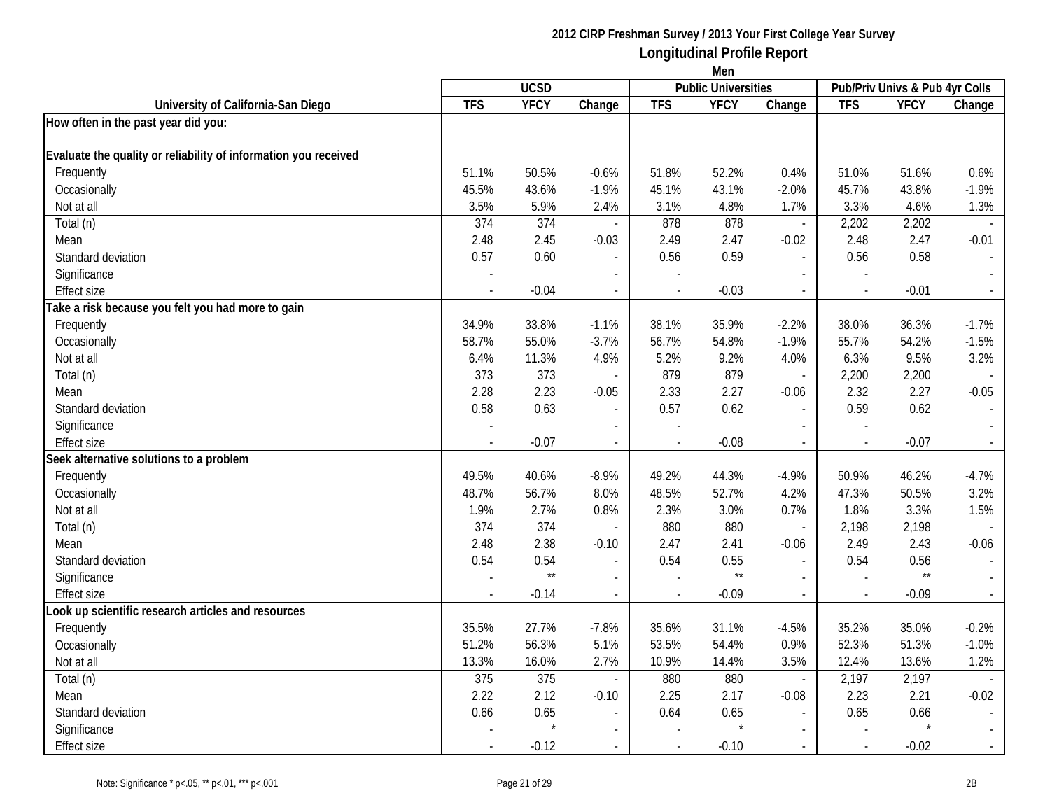# 2012 CIRP Freshman Survey / 2013 Your First College Year Survey

## Longitudinal Profile Report

### Men

| University of California-San Diego | UCSD | | | Public Universities | | | Pub/Priv Univs & Pub 4yr Colls | | |
|---|---|---|---|---|---|---|---|---|---|
| | TFS | YFCY | Change | TFS | YFCY | Change | TFS | YFCY | Change |
| **How often in the past year did you:** | | | | | | | | | |
| **Evaluate the quality or reliability of information you received** | | | | | | | | | |
| Frequently | 51.1% | 50.5% | -0.6% | 51.8% | 52.2% | 0.4% | 51.0% | 51.6% | 0.6% |
| Occasionally | 45.5% | 43.6% | -1.9% | 45.1% | 43.1% | -2.0% | 45.7% | 43.8% | -1.9% |
| Not at all | 3.5% | 5.9% | 2.4% | 3.1% | 4.8% | 1.7% | 3.3% | 4.6% | 1.3% |
| Total (n) | 374 | 374 | - | 878 | 878 | - | 2,202 | 2,202 | - |
| Mean | 2.48 | 2.45 | -0.03 | 2.49 | 2.47 | -0.02 | 2.48 | 2.47 | -0.01 |
| Standard deviation | 0.57 | 0.60 | - | 0.56 | 0.59 | - | 0.56 | 0.58 | - |
| Significance | - | | - | - | | - | - | | - |
| Effect size | - | -0.04 | - | - | -0.03 | - | - | -0.01 | - |
| **Take a risk because you felt you had more to gain** | | | | | | | | | |
| Frequently | 34.9% | 33.8% | -1.1% | 38.1% | 35.9% | -2.2% | 38.0% | 36.3% | -1.7% |
| Occasionally | 58.7% | 55.0% | -3.7% | 56.7% | 54.8% | -1.9% | 55.7% | 54.2% | -1.5% |
| Not at all | 6.4% | 11.3% | 4.9% | 5.2% | 9.2% | 4.0% | 6.3% | 9.5% | 3.2% |
| Total (n) | 373 | 373 | - | 879 | 879 | - | 2,200 | 2,200 | - |
| Mean | 2.28 | 2.23 | -0.05 | 2.33 | 2.27 | -0.06 | 2.32 | 2.27 | -0.05 |
| Standard deviation | 0.58 | 0.63 | - | 0.57 | 0.62 | - | 0.59 | 0.62 | - |
| Significance | - | | - | - | | - | - | | - |
| Effect size | - | -0.07 | - | - | -0.08 | - | - | -0.07 | - |
| **Seek alternative solutions to a problem** | | | | | | | | | |
| Frequently | 49.5% | 40.6% | -8.9% | 49.2% | 44.3% | -4.9% | 50.9% | 46.2% | -4.7% |
| Occasionally | 48.7% | 56.7% | 8.0% | 48.5% | 52.7% | 4.2% | 47.3% | 50.5% | 3.2% |
| Not at all | 1.9% | 2.7% | 0.8% | 2.3% | 3.0% | 0.7% | 1.8% | 3.3% | 1.5% |
| Total (n) | 374 | 374 | - | 880 | 880 | - | 2,198 | 2,198 | - |
| Mean | 2.48 | 2.38 | -0.10 | 2.47 | 2.41 | -0.06 | 2.49 | 2.43 | -0.06 |
| Standard deviation | 0.54 | 0.54 | - | 0.54 | 0.55 | - | 0.54 | 0.56 | - |
| Significance | - | ** | - | - | ** | - | - | ** | - |
| Effect size | - | -0.14 | - | - | -0.09 | - | - | -0.09 | - |
| **Look up scientific research articles and resources** | | | | | | | | | |
| Frequently | 35.5% | 27.7% | -7.8% | 35.6% | 31.1% | -4.5% | 35.2% | 35.0% | -0.2% |
| Occasionally | 51.2% | 56.3% | 5.1% | 53.5% | 54.4% | 0.9% | 52.3% | 51.3% | -1.0% |
| Not at all | 13.3% | 16.0% | 2.7% | 10.9% | 14.4% | 3.5% | 12.4% | 13.6% | 1.2% |
| Total (n) | 375 | 375 | - | 880 | 880 | - | 2,197 | 2,197 | - |
| Mean | 2.22 | 2.12 | -0.10 | 2.25 | 2.17 | -0.08 | 2.23 | 2.21 | -0.02 |
| Standard deviation | 0.66 | 0.65 | - | 0.64 | 0.65 | - | 0.65 | 0.66 | - |
| Significance | - | * | - | - | * | - | - | * | - |
| Effect size | - | -0.12 | - | - | -0.10 | - | - | -0.02 | - |

Note: Significance * p<.05, ** p<.01, *** p<.001

2B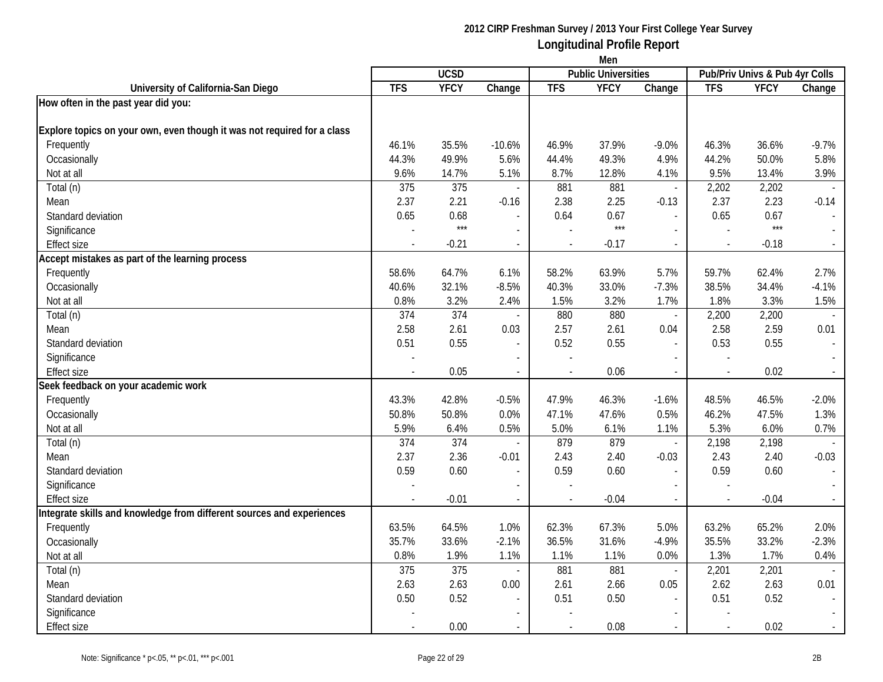**2012 CIRP Freshman Survey / 2013 Your First College Year Survey**

**Longitudinal Profile Report**

**Men**

| University of California-San Diego | UCSD | | | Public Universities | | | Pub/Priv Univs & Pub 4yr Colls | | |
|---|---|---|---|---|---|---|---|---|---|
| | TFS | YFCY | Change | TFS | YFCY | Change | TFS | YFCY | Change |
| **How often in the past year did you:** | | | | | | | | | |
| **Explore topics on your own, even though it was not required for a class** | | | | | | | | | |
| Frequently | 46.1% | 35.5% | -10.6% | 46.9% | 37.9% | -9.0% | 46.3% | 36.6% | -9.7% |
| Occasionally | 44.3% | 49.9% | 5.6% | 44.4% | 49.3% | 4.9% | 44.2% | 50.0% | 5.8% |
| Not at all | 9.6% | 14.7% | 5.1% | 8.7% | 12.8% | 4.1% | 9.5% | 13.4% | 3.9% |
| Total (n) | 375 | 375 | - | 881 | 881 | - | 2,202 | 2,202 | - |
| Mean | 2.37 | 2.21 | -0.16 | 2.38 | 2.25 | -0.13 | 2.37 | 2.23 | -0.14 |
| Standard deviation | 0.65 | 0.68 | - | 0.64 | 0.67 | - | 0.65 | 0.67 | - |
| Significance | - | *** | - | - | *** | - | - | *** | - |
| Effect size | - | -0.21 | - | - | -0.17 | - | - | -0.18 | - |
| **Accept mistakes as part of the learning process** | | | | | | | | | |
| Frequently | 58.6% | 64.7% | 6.1% | 58.2% | 63.9% | 5.7% | 59.7% | 62.4% | 2.7% |
| Occasionally | 40.6% | 32.1% | -8.5% | 40.3% | 33.0% | -7.3% | 38.5% | 34.4% | -4.1% |
| Not at all | 0.8% | 3.2% | 2.4% | 1.5% | 3.2% | 1.7% | 1.8% | 3.3% | 1.5% |
| Total (n) | 374 | 374 | - | 880 | 880 | - | 2,200 | 2,200 | - |
| Mean | 2.58 | 2.61 | 0.03 | 2.57 | 2.61 | 0.04 | 2.58 | 2.59 | 0.01 |
| Standard deviation | 0.51 | 0.55 | - | 0.52 | 0.55 | - | 0.53 | 0.55 | - |
| Significance | - | | - | - | | - | - | | - |
| Effect size | - | 0.05 | - | - | 0.06 | - | - | 0.02 | - |
| **Seek feedback on your academic work** | | | | | | | | | |
| Frequently | 43.3% | 42.8% | -0.5% | 47.9% | 46.3% | -1.6% | 48.5% | 46.5% | -2.0% |
| Occasionally | 50.8% | 50.8% | 0.0% | 47.1% | 47.6% | 0.5% | 46.2% | 47.5% | 1.3% |
| Not at all | 5.9% | 6.4% | 0.5% | 5.0% | 6.1% | 1.1% | 5.3% | 6.0% | 0.7% |
| Total (n) | 374 | 374 | - | 879 | 879 | - | 2,198 | 2,198 | - |
| Mean | 2.37 | 2.36 | -0.01 | 2.43 | 2.40 | -0.03 | 2.43 | 2.40 | -0.03 |
| Standard deviation | 0.59 | 0.60 | - | 0.59 | 0.60 | - | 0.59 | 0.60 | - |
| Significance | - | | - | - | | - | - | | - |
| Effect size | - | -0.01 | - | - | -0.04 | - | - | -0.04 | - |
| **Integrate skills and knowledge from different sources and experiences** | | | | | | | | | |
| Frequently | 63.5% | 64.5% | 1.0% | 62.3% | 67.3% | 5.0% | 63.2% | 65.2% | 2.0% |
| Occasionally | 35.7% | 33.6% | -2.1% | 36.5% | 31.6% | -4.9% | 35.5% | 33.2% | -2.3% |
| Not at all | 0.8% | 1.9% | 1.1% | 1.1% | 1.1% | 0.0% | 1.3% | 1.7% | 0.4% |
| Total (n) | 375 | 375 | - | 881 | 881 | - | 2,201 | 2,201 | - |
| Mean | 2.63 | 2.63 | 0.00 | 2.61 | 2.66 | 0.05 | 2.62 | 2.63 | 0.01 |
| Standard deviation | 0.50 | 0.52 | - | 0.51 | 0.50 | - | 0.51 | 0.52 | - |
| Significance | - | | - | - | | - | - | | - |
| Effect size | - | 0.00 | - | - | 0.08 | - | - | 0.02 | - |

Note: Significance * p<.05, ** p<.01, *** p<.001

2B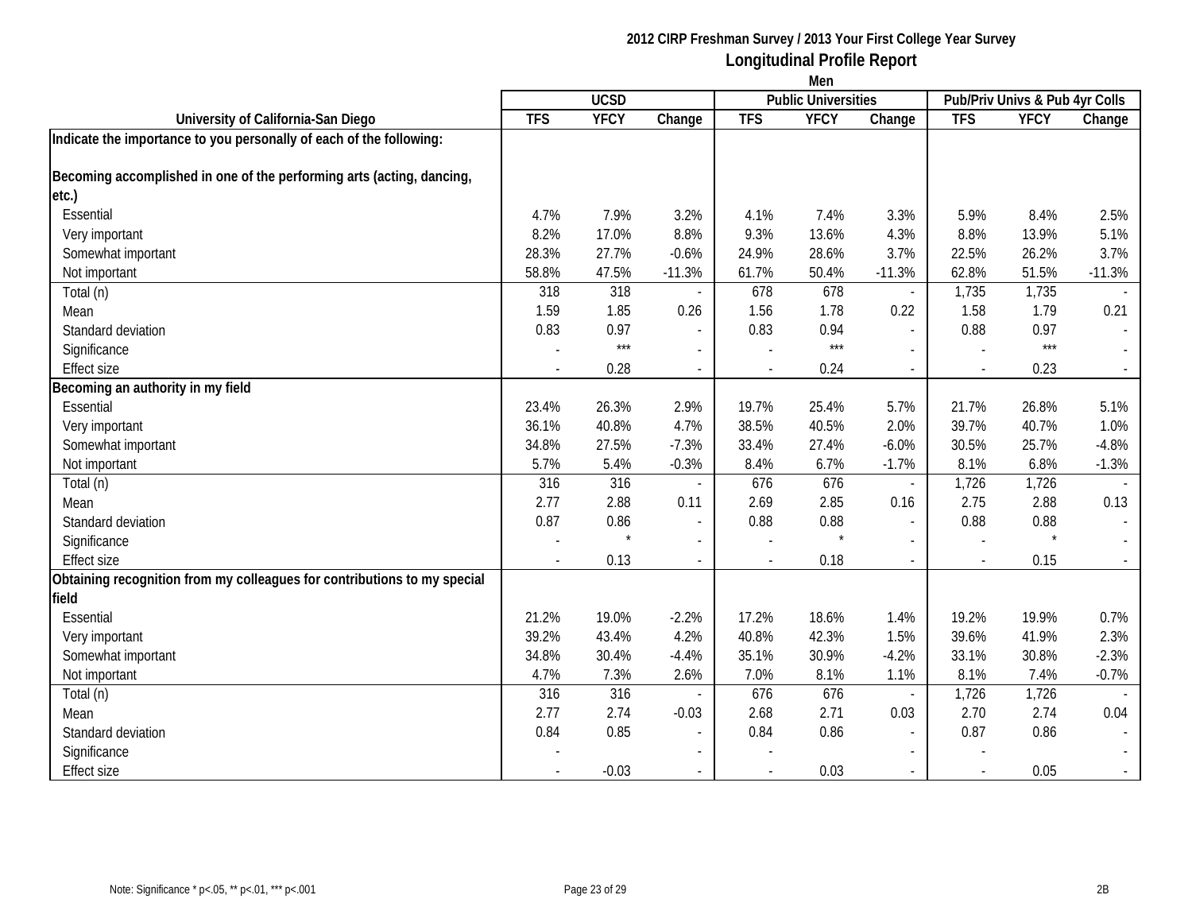**2012 CIRP Freshman Survey / 2013 Your First College Year Survey**

**Longitudinal Profile Report**

**Men**

| University of California-San Diego | UCSD | | | Public Universities | | | Pub/Priv Univs & Pub 4yr Colls | | |
|---|---|---|---|---|---|---|---|---|---|
| | TFS | YFCY | Change | TFS | YFCY | Change | TFS | YFCY | Change |
| **Indicate the importance to you personally of each of the following:** | | | | | | | | | |
| **Becoming accomplished in one of the performing arts (acting, dancing, etc.)** | | | | | | | | | |
| Essential | 4.7% | 7.9% | 3.2% | 4.1% | 7.4% | 3.3% | 5.9% | 8.4% | 2.5% |
| Very important | 8.2% | 17.0% | 8.8% | 9.3% | 13.6% | 4.3% | 8.8% | 13.9% | 5.1% |
| Somewhat important | 28.3% | 27.7% | -0.6% | 24.9% | 28.6% | 3.7% | 22.5% | 26.2% | 3.7% |
| Not important | 58.8% | 47.5% | -11.3% | 61.7% | 50.4% | -11.3% | 62.8% | 51.5% | -11.3% |
| Total (n) | 318 | 318 | - | 678 | 678 | - | 1,735 | 1,735 | - |
| Mean | 1.59 | 1.85 | 0.26 | 1.56 | 1.78 | 0.22 | 1.58 | 1.79 | 0.21 |
| Standard deviation | 0.83 | 0.97 | - | 0.83 | 0.94 | - | 0.88 | 0.97 | - |
| Significance | - | *** | - | - | *** | - | - | *** | - |
| Effect size | - | 0.28 | - | - | 0.24 | - | - | 0.23 | - |
| **Becoming an authority in my field** | | | | | | | | | |
| Essential | 23.4% | 26.3% | 2.9% | 19.7% | 25.4% | 5.7% | 21.7% | 26.8% | 5.1% |
| Very important | 36.1% | 40.8% | 4.7% | 38.5% | 40.5% | 2.0% | 39.7% | 40.7% | 1.0% |
| Somewhat important | 34.8% | 27.5% | -7.3% | 33.4% | 27.4% | -6.0% | 30.5% | 25.7% | -4.8% |
| Not important | 5.7% | 5.4% | -0.3% | 8.4% | 6.7% | -1.7% | 8.1% | 6.8% | -1.3% |
| Total (n) | 316 | 316 | - | 676 | 676 | - | 1,726 | 1,726 | - |
| Mean | 2.77 | 2.88 | 0.11 | 2.69 | 2.85 | 0.16 | 2.75 | 2.88 | 0.13 |
| Standard deviation | 0.87 | 0.86 | - | 0.88 | 0.88 | - | 0.88 | 0.88 | - |
| Significance | - | * | - | - | * | - | - | * | - |
| Effect size | - | 0.13 | - | - | 0.18 | - | - | 0.15 | - |
| **Obtaining recognition from my colleagues for contributions to my special field** | | | | | | | | | |
| Essential | 21.2% | 19.0% | -2.2% | 17.2% | 18.6% | 1.4% | 19.2% | 19.9% | 0.7% |
| Very important | 39.2% | 43.4% | 4.2% | 40.8% | 42.3% | 1.5% | 39.6% | 41.9% | 2.3% |
| Somewhat important | 34.8% | 30.4% | -4.4% | 35.1% | 30.9% | -4.2% | 33.1% | 30.8% | -2.3% |
| Not important | 4.7% | 7.3% | 2.6% | 7.0% | 8.1% | 1.1% | 8.1% | 7.4% | -0.7% |
| Total (n) | 316 | 316 | - | 676 | 676 | - | 1,726 | 1,726 | - |
| Mean | 2.77 | 2.74 | -0.03 | 2.68 | 2.71 | 0.03 | 2.70 | 2.74 | 0.04 |
| Standard deviation | 0.84 | 0.85 | - | 0.84 | 0.86 | - | 0.87 | 0.86 | - |
| Significance | - | | - | - | | - | - | | - |
| Effect size | - | -0.03 | - | - | 0.03 | - | - | 0.05 | - |

Note: Significance * p<.05, ** p<.01, *** p<.001

2B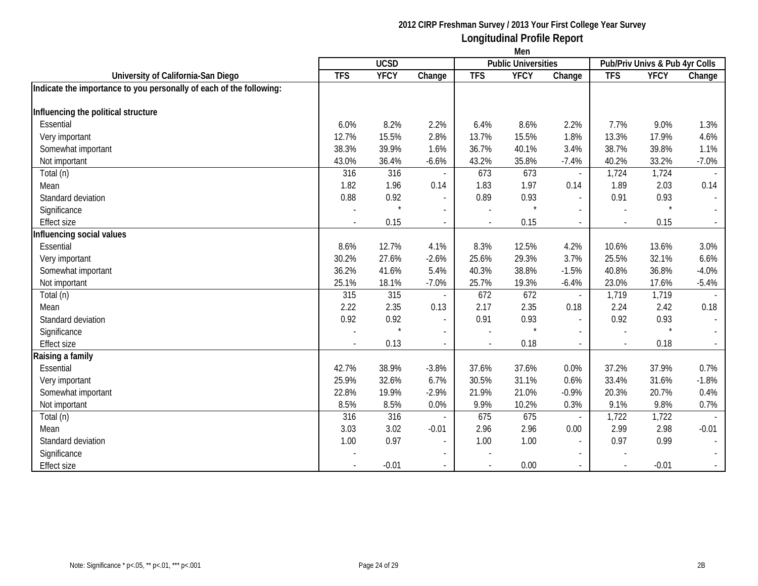**2012 CIRP Freshman Survey / 2013 Your First College Year Survey**

**Longitudinal Profile Report**

**Men**

| University of California-San Diego | UCSD | | | Public Universities | | | Pub/Priv Univs & Pub 4yr Colls | | |
|---|---|---|---|---|---|---|---|---|---|
| | TFS | YFCY | Change | TFS | YFCY | Change | TFS | YFCY | Change |
| **Indicate the importance to you personally of each of the following:** | | | | | | | | | |
| **Influencing the political structure** | | | | | | | | | |
| Essential | 6.0% | 8.2% | 2.2% | 6.4% | 8.6% | 2.2% | 7.7% | 9.0% | 1.3% |
| Very important | 12.7% | 15.5% | 2.8% | 13.7% | 15.5% | 1.8% | 13.3% | 17.9% | 4.6% |
| Somewhat important | 38.3% | 39.9% | 1.6% | 36.7% | 40.1% | 3.4% | 38.7% | 39.8% | 1.1% |
| Not important | 43.0% | 36.4% | -6.6% | 43.2% | 35.8% | -7.4% | 40.2% | 33.2% | -7.0% |
| Total (n) | 316 | 316 | - | 673 | 673 | - | 1,724 | 1,724 | - |
| Mean | 1.82 | 1.96 | 0.14 | 1.83 | 1.97 | 0.14 | 1.89 | 2.03 | 0.14 |
| Standard deviation | 0.88 | 0.92 | - | 0.89 | 0.93 | - | 0.91 | 0.93 | - |
| Significance | - | * | - | - | * | - | - | * | - |
| Effect size | - | 0.15 | - | - | 0.15 | - | - | 0.15 | - |
| **Influencing social values** | | | | | | | | | |
| Essential | 8.6% | 12.7% | 4.1% | 8.3% | 12.5% | 4.2% | 10.6% | 13.6% | 3.0% |
| Very important | 30.2% | 27.6% | -2.6% | 25.6% | 29.3% | 3.7% | 25.5% | 32.1% | 6.6% |
| Somewhat important | 36.2% | 41.6% | 5.4% | 40.3% | 38.8% | -1.5% | 40.8% | 36.8% | -4.0% |
| Not important | 25.1% | 18.1% | -7.0% | 25.7% | 19.3% | -6.4% | 23.0% | 17.6% | -5.4% |
| Total (n) | 315 | 315 | - | 672 | 672 | - | 1,719 | 1,719 | - |
| Mean | 2.22 | 2.35 | 0.13 | 2.17 | 2.35 | 0.18 | 2.24 | 2.42 | 0.18 |
| Standard deviation | 0.92 | 0.92 | - | 0.91 | 0.93 | - | 0.92 | 0.93 | - |
| Significance | - | * | - | - | * | - | - | * | - |
| Effect size | - | 0.13 | - | - | 0.18 | - | - | 0.18 | - |
| **Raising a family** | | | | | | | | | |
| Essential | 42.7% | 38.9% | -3.8% | 37.6% | 37.6% | 0.0% | 37.2% | 37.9% | 0.7% |
| Very important | 25.9% | 32.6% | 6.7% | 30.5% | 31.1% | 0.6% | 33.4% | 31.6% | -1.8% |
| Somewhat important | 22.8% | 19.9% | -2.9% | 21.9% | 21.0% | -0.9% | 20.3% | 20.7% | 0.4% |
| Not important | 8.5% | 8.5% | 0.0% | 9.9% | 10.2% | 0.3% | 9.1% | 9.8% | 0.7% |
| Total (n) | 316 | 316 | - | 675 | 675 | - | 1,722 | 1,722 | - |
| Mean | 3.03 | 3.02 | -0.01 | 2.96 | 2.96 | 0.00 | 2.99 | 2.98 | -0.01 |
| Standard deviation | 1.00 | 0.97 | - | 1.00 | 1.00 | - | 0.97 | 0.99 | - |
| Significance | - | | - | - | | - | - | | - |
| Effect size | - | -0.01 | - | - | 0.00 | - | - | -0.01 | - |

Note: Significance * p<.05, ** p<.01, *** p<.001

2B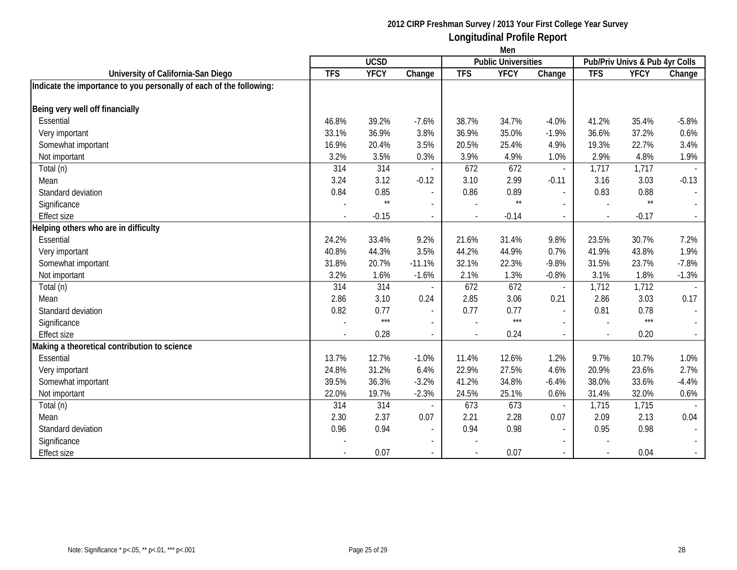**2012 CIRP Freshman Survey / 2013 Your First College Year Survey**

**Longitudinal Profile Report**

**Men**

| University of California-San Diego | UCSD | | | Public Universities | | | Pub/Priv Univs & Pub 4yr Colls | | |
|---|---|---|---|---|---|---|---|---|---|
| | TFS | YFCY | Change | TFS | YFCY | Change | TFS | YFCY | Change |
| **Indicate the importance to you personally of each of the following:** | | | | | | | | | |
| **Being very well off financially** | | | | | | | | | |
| Essential | 46.8% | 39.2% | -7.6% | 38.7% | 34.7% | -4.0% | 41.2% | 35.4% | -5.8% |
| Very important | 33.1% | 36.9% | 3.8% | 36.9% | 35.0% | -1.9% | 36.6% | 37.2% | 0.6% |
| Somewhat important | 16.9% | 20.4% | 3.5% | 20.5% | 25.4% | 4.9% | 19.3% | 22.7% | 3.4% |
| Not important | 3.2% | 3.5% | 0.3% | 3.9% | 4.9% | 1.0% | 2.9% | 4.8% | 1.9% |
| Total (n) | 314 | 314 | - | 672 | 672 | - | 1,717 | 1,717 | - |
| Mean | 3.24 | 3.12 | -0.12 | 3.10 | 2.99 | -0.11 | 3.16 | 3.03 | -0.13 |
| Standard deviation | 0.84 | 0.85 | - | 0.86 | 0.89 | - | 0.83 | 0.88 | - |
| Significance | - | ** | - | - | ** | - | - | ** | - |
| Effect size | - | -0.15 | - | - | -0.14 | - | - | -0.17 | - |
| **Helping others who are in difficulty** | | | | | | | | | |
| Essential | 24.2% | 33.4% | 9.2% | 21.6% | 31.4% | 9.8% | 23.5% | 30.7% | 7.2% |
| Very important | 40.8% | 44.3% | 3.5% | 44.2% | 44.9% | 0.7% | 41.9% | 43.8% | 1.9% |
| Somewhat important | 31.8% | 20.7% | -11.1% | 32.1% | 22.3% | -9.8% | 31.5% | 23.7% | -7.8% |
| Not important | 3.2% | 1.6% | -1.6% | 2.1% | 1.3% | -0.8% | 3.1% | 1.8% | -1.3% |
| Total (n) | 314 | 314 | - | 672 | 672 | - | 1,712 | 1,712 | - |
| Mean | 2.86 | 3.10 | 0.24 | 2.85 | 3.06 | 0.21 | 2.86 | 3.03 | 0.17 |
| Standard deviation | 0.82 | 0.77 | - | 0.77 | 0.77 | - | 0.81 | 0.78 | - |
| Significance | - | *** | - | - | *** | - | - | *** | - |
| Effect size | - | 0.28 | - | - | 0.24 | - | - | 0.20 | - |
| **Making a theoretical contribution to science** | | | | | | | | | |
| Essential | 13.7% | 12.7% | -1.0% | 11.4% | 12.6% | 1.2% | 9.7% | 10.7% | 1.0% |
| Very important | 24.8% | 31.2% | 6.4% | 22.9% | 27.5% | 4.6% | 20.9% | 23.6% | 2.7% |
| Somewhat important | 39.5% | 36.3% | -3.2% | 41.2% | 34.8% | -6.4% | 38.0% | 33.6% | -4.4% |
| Not important | 22.0% | 19.7% | -2.3% | 24.5% | 25.1% | 0.6% | 31.4% | 32.0% | 0.6% |
| Total (n) | 314 | 314 | - | 673 | 673 | - | 1,715 | 1,715 | - |
| Mean | 2.30 | 2.37 | 0.07 | 2.21 | 2.28 | 0.07 | 2.09 | 2.13 | 0.04 |
| Standard deviation | 0.96 | 0.94 | - | 0.94 | 0.98 | - | 0.95 | 0.98 | - |
| Significance | - | | - | - | | - | - | | - |
| Effect size | - | 0.07 | - | - | 0.07 | - | - | 0.04 | - |

Note: Significance * p<.05, ** p<.01, *** p<.001

2B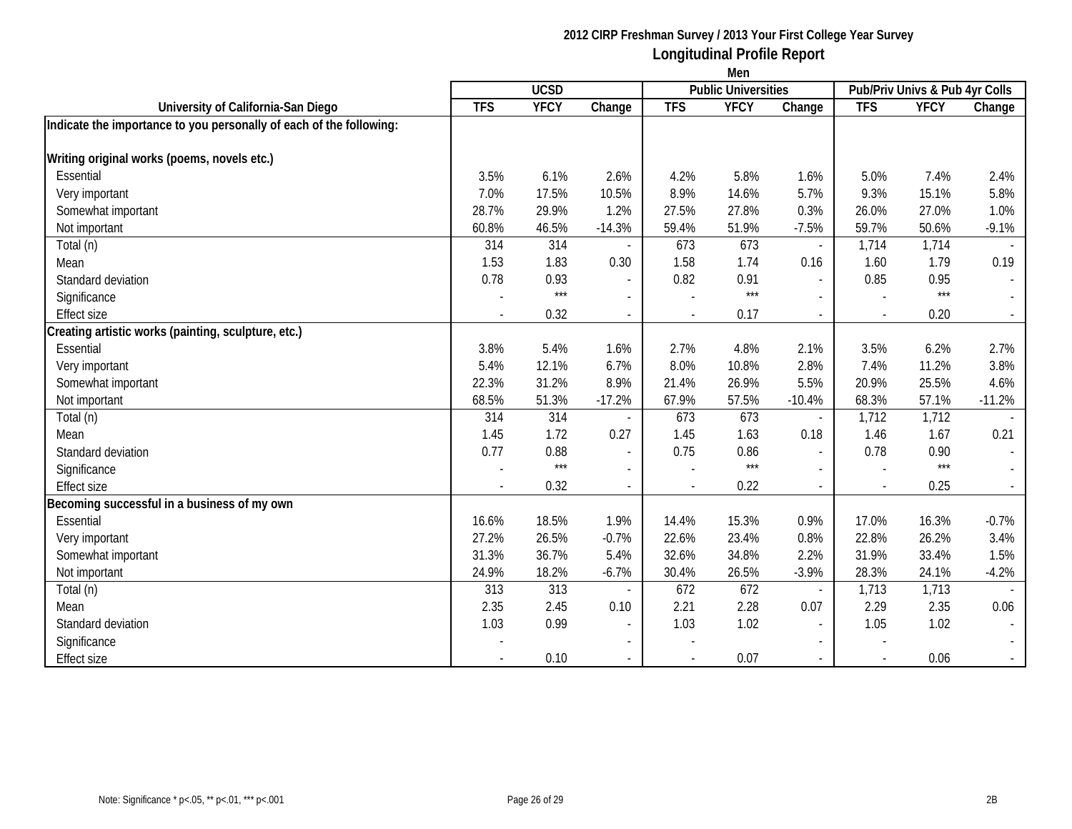**2012 CIRP Freshman Survey / 2013 Your First College Year Survey**

**Longitudinal Profile Report**

**Men**

| University of California-San Diego | UCSD | | | Public Universities | | | Pub/Priv Univs & Pub 4yr Colls | | |
|---|---|---|---|---|---|---|---|---|---|
| | TFS | YFCY | Change | TFS | YFCY | Change | TFS | YFCY | Change |
| **Indicate the importance to you personally of each of the following:** | | | | | | | | | |
| **Writing original works (poems, novels etc.)** | | | | | | | | | |
| Essential | 3.5% | 6.1% | 2.6% | 4.2% | 5.8% | 1.6% | 5.0% | 7.4% | 2.4% |
| Very important | 7.0% | 17.5% | 10.5% | 8.9% | 14.6% | 5.7% | 9.3% | 15.1% | 5.8% |
| Somewhat important | 28.7% | 29.9% | 1.2% | 27.5% | 27.8% | 0.3% | 26.0% | 27.0% | 1.0% |
| Not important | 60.8% | 46.5% | -14.3% | 59.4% | 51.9% | -7.5% | 59.7% | 50.6% | -9.1% |
| Total (n) | 314 | 314 | - | 673 | 673 | - | 1,714 | 1,714 | - |
| Mean | 1.53 | 1.83 | 0.30 | 1.58 | 1.74 | 0.16 | 1.60 | 1.79 | 0.19 |
| Standard deviation | 0.78 | 0.93 | - | 0.82 | 0.91 | - | 0.85 | 0.95 | - |
| Significance | - | *** | - | - | *** | - | - | *** | - |
| Effect size | - | 0.32 | - | - | 0.17 | - | - | 0.20 | - |
| **Creating artistic works (painting, sculpture, etc.)** | | | | | | | | | |
| Essential | 3.8% | 5.4% | 1.6% | 2.7% | 4.8% | 2.1% | 3.5% | 6.2% | 2.7% |
| Very important | 5.4% | 12.1% | 6.7% | 8.0% | 10.8% | 2.8% | 7.4% | 11.2% | 3.8% |
| Somewhat important | 22.3% | 31.2% | 8.9% | 21.4% | 26.9% | 5.5% | 20.9% | 25.5% | 4.6% |
| Not important | 68.5% | 51.3% | -17.2% | 67.9% | 57.5% | -10.4% | 68.3% | 57.1% | -11.2% |
| Total (n) | 314 | 314 | - | 673 | 673 | - | 1,712 | 1,712 | - |
| Mean | 1.45 | 1.72 | 0.27 | 1.45 | 1.63 | 0.18 | 1.46 | 1.67 | 0.21 |
| Standard deviation | 0.77 | 0.88 | - | 0.75 | 0.86 | - | 0.78 | 0.90 | - |
| Significance | - | *** | - | - | *** | - | - | *** | - |
| Effect size | - | 0.32 | - | - | 0.22 | - | - | 0.25 | - |
| **Becoming successful in a business of my own** | | | | | | | | | |
| Essential | 16.6% | 18.5% | 1.9% | 14.4% | 15.3% | 0.9% | 17.0% | 16.3% | -0.7% |
| Very important | 27.2% | 26.5% | -0.7% | 22.6% | 23.4% | 0.8% | 22.8% | 26.2% | 3.4% |
| Somewhat important | 31.3% | 36.7% | 5.4% | 32.6% | 34.8% | 2.2% | 31.9% | 33.4% | 1.5% |
| Not important | 24.9% | 18.2% | -6.7% | 30.4% | 26.5% | -3.9% | 28.3% | 24.1% | -4.2% |
| Total (n) | 313 | 313 | - | 672 | 672 | - | 1,713 | 1,713 | - |
| Mean | 2.35 | 2.45 | 0.10 | 2.21 | 2.28 | 0.07 | 2.29 | 2.35 | 0.06 |
| Standard deviation | 1.03 | 0.99 | - | 1.03 | 1.02 | - | 1.05 | 1.02 | - |
| Significance | - | | - | - | | - | - | | - |
| Effect size | - | 0.10 | - | - | 0.07 | - | - | 0.06 | - |

Note: Significance * p<.05, ** p<.01, *** p<.001

2B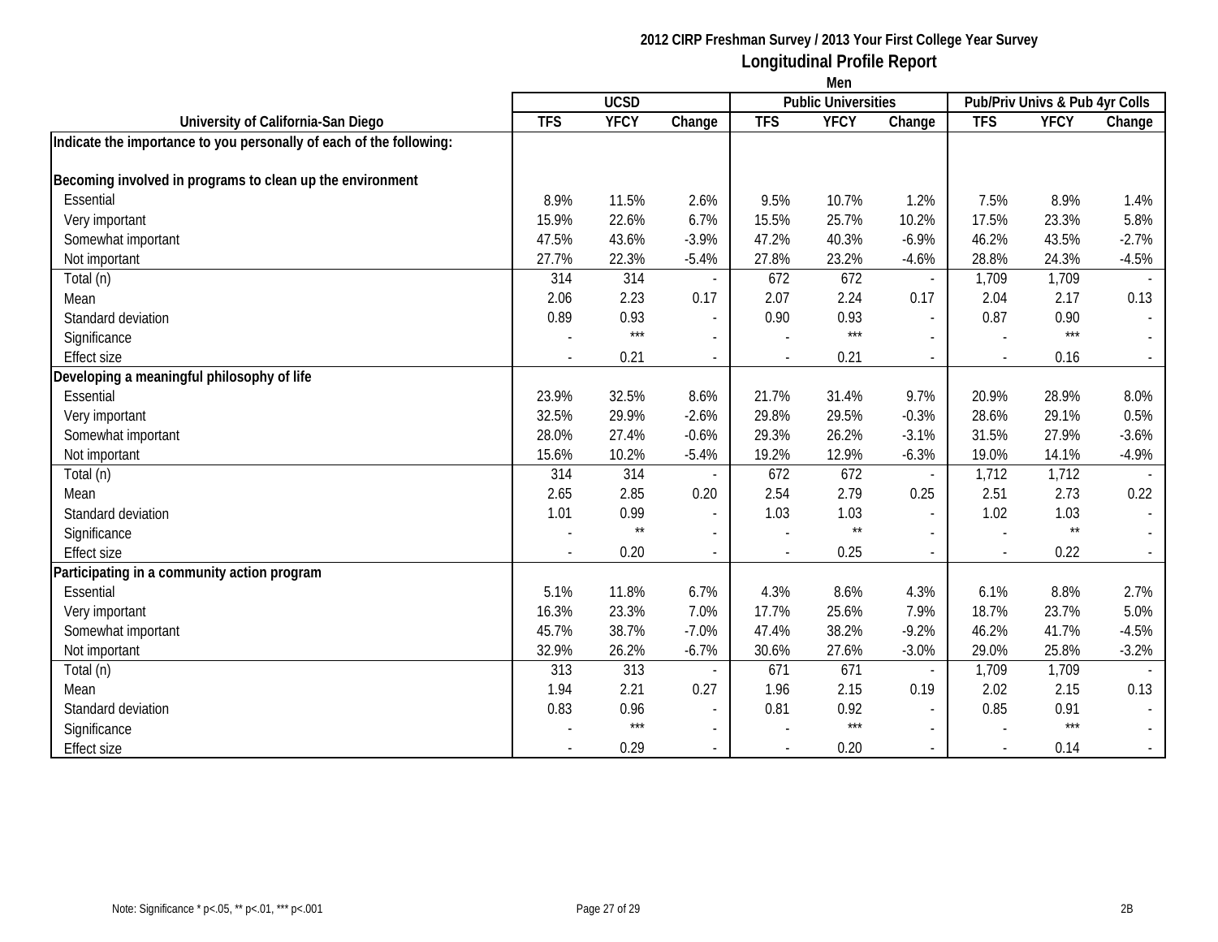**2012 CIRP Freshman Survey / 2013 Your First College Year Survey**

**Longitudinal Profile Report**

**Men**

| University of California-San Diego | UCSD | | | Public Universities | | | Pub/Priv Univs & Pub 4yr Colls | | |
|---|---|---|---|---|---|---|---|---|---|
| | TFS | YFCY | Change | TFS | YFCY | Change | TFS | YFCY | Change |
| **Indicate the importance to you personally of each of the following:** | | | | | | | | | |
| **Becoming involved in programs to clean up the environment** | | | | | | | | | |
| Essential | 8.9% | 11.5% | 2.6% | 9.5% | 10.7% | 1.2% | 7.5% | 8.9% | 1.4% |
| Very important | 15.9% | 22.6% | 6.7% | 15.5% | 25.7% | 10.2% | 17.5% | 23.3% | 5.8% |
| Somewhat important | 47.5% | 43.6% | -3.9% | 47.2% | 40.3% | -6.9% | 46.2% | 43.5% | -2.7% |
| Not important | 27.7% | 22.3% | -5.4% | 27.8% | 23.2% | -4.6% | 28.8% | 24.3% | -4.5% |
| Total (n) | 314 | 314 | - | 672 | 672 | - | 1,709 | 1,709 | - |
| Mean | 2.06 | 2.23 | 0.17 | 2.07 | 2.24 | 0.17 | 2.04 | 2.17 | 0.13 |
| Standard deviation | 0.89 | 0.93 | - | 0.90 | 0.93 | - | 0.87 | 0.90 | - |
| Significance | - | *** | - | - | *** | - | - | *** | - |
| Effect size | - | 0.21 | - | - | 0.21 | - | - | 0.16 | - |
| **Developing a meaningful philosophy of life** | | | | | | | | | |
| Essential | 23.9% | 32.5% | 8.6% | 21.7% | 31.4% | 9.7% | 20.9% | 28.9% | 8.0% |
| Very important | 32.5% | 29.9% | -2.6% | 29.8% | 29.5% | -0.3% | 28.6% | 29.1% | 0.5% |
| Somewhat important | 28.0% | 27.4% | -0.6% | 29.3% | 26.2% | -3.1% | 31.5% | 27.9% | -3.6% |
| Not important | 15.6% | 10.2% | -5.4% | 19.2% | 12.9% | -6.3% | 19.0% | 14.1% | -4.9% |
| Total (n) | 314 | 314 | - | 672 | 672 | - | 1,712 | 1,712 | - |
| Mean | 2.65 | 2.85 | 0.20 | 2.54 | 2.79 | 0.25 | 2.51 | 2.73 | 0.22 |
| Standard deviation | 1.01 | 0.99 | - | 1.03 | 1.03 | - | 1.02 | 1.03 | - |
| Significance | - | ** | - | - | ** | - | - | ** | - |
| Effect size | - | 0.20 | - | - | 0.25 | - | - | 0.22 | - |
| **Participating in a community action program** | | | | | | | | | |
| Essential | 5.1% | 11.8% | 6.7% | 4.3% | 8.6% | 4.3% | 6.1% | 8.8% | 2.7% |
| Very important | 16.3% | 23.3% | 7.0% | 17.7% | 25.6% | 7.9% | 18.7% | 23.7% | 5.0% |
| Somewhat important | 45.7% | 38.7% | -7.0% | 47.4% | 38.2% | -9.2% | 46.2% | 41.7% | -4.5% |
| Not important | 32.9% | 26.2% | -6.7% | 30.6% | 27.6% | -3.0% | 29.0% | 25.8% | -3.2% |
| Total (n) | 313 | 313 | - | 671 | 671 | - | 1,709 | 1,709 | - |
| Mean | 1.94 | 2.21 | 0.27 | 1.96 | 2.15 | 0.19 | 2.02 | 2.15 | 0.13 |
| Standard deviation | 0.83 | 0.96 | - | 0.81 | 0.92 | - | 0.85 | 0.91 | - |
| Significance | - | *** | - | - | *** | - | - | *** | - |
| Effect size | - | 0.29 | - | - | 0.20 | - | - | 0.14 | - |

Note: Significance * p<.05, ** p<.01, *** p<.001

2B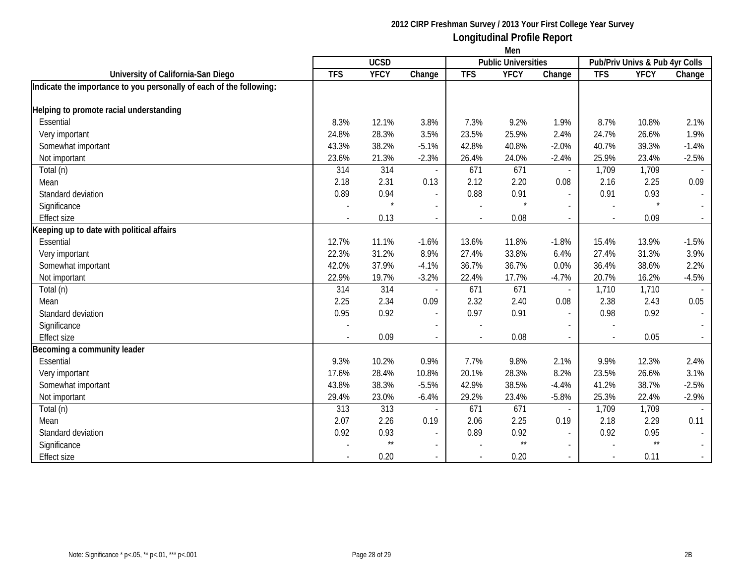**2012 CIRP Freshman Survey / 2013 Your First College Year Survey**

**Longitudinal Profile Report**

**Men**

| University of California-San Diego | UCSD | | | Public Universities | | | Pub/Priv Univs & Pub 4yr Colls | | |
|---|---|---|---|---|---|---|---|---|---|
| | TFS | YFCY | Change | TFS | YFCY | Change | TFS | YFCY | Change |
| **Indicate the importance to you personally of each of the following:** | | | | | | | | | |
| **Helping to promote racial understanding** | | | | | | | | | |
| Essential | 8.3% | 12.1% | 3.8% | 7.3% | 9.2% | 1.9% | 8.7% | 10.8% | 2.1% |
| Very important | 24.8% | 28.3% | 3.5% | 23.5% | 25.9% | 2.4% | 24.7% | 26.6% | 1.9% |
| Somewhat important | 43.3% | 38.2% | -5.1% | 42.8% | 40.8% | -2.0% | 40.7% | 39.3% | -1.4% |
| Not important | 23.6% | 21.3% | -2.3% | 26.4% | 24.0% | -2.4% | 25.9% | 23.4% | -2.5% |
| Total (n) | 314 | 314 | - | 671 | 671 | - | 1,709 | 1,709 | - |
| Mean | 2.18 | 2.31 | 0.13 | 2.12 | 2.20 | 0.08 | 2.16 | 2.25 | 0.09 |
| Standard deviation | 0.89 | 0.94 | - | 0.88 | 0.91 | - | 0.91 | 0.93 | - |
| Significance | - | * | - | - | * | - | - | * | - |
| Effect size | - | 0.13 | - | - | 0.08 | - | - | 0.09 | - |
| **Keeping up to date with political affairs** | | | | | | | | | |
| Essential | 12.7% | 11.1% | -1.6% | 13.6% | 11.8% | -1.8% | 15.4% | 13.9% | -1.5% |
| Very important | 22.3% | 31.2% | 8.9% | 27.4% | 33.8% | 6.4% | 27.4% | 31.3% | 3.9% |
| Somewhat important | 42.0% | 37.9% | -4.1% | 36.7% | 36.7% | 0.0% | 36.4% | 38.6% | 2.2% |
| Not important | 22.9% | 19.7% | -3.2% | 22.4% | 17.7% | -4.7% | 20.7% | 16.2% | -4.5% |
| Total (n) | 314 | 314 | - | 671 | 671 | - | 1,710 | 1,710 | - |
| Mean | 2.25 | 2.34 | 0.09 | 2.32 | 2.40 | 0.08 | 2.38 | 2.43 | 0.05 |
| Standard deviation | 0.95 | 0.92 | - | 0.97 | 0.91 | - | 0.98 | 0.92 | - |
| Significance | - | | - | - | | - | - | | - |
| Effect size | - | 0.09 | - | - | 0.08 | - | - | 0.05 | - |
| **Becoming a community leader** | | | | | | | | | |
| Essential | 9.3% | 10.2% | 0.9% | 7.7% | 9.8% | 2.1% | 9.9% | 12.3% | 2.4% |
| Very important | 17.6% | 28.4% | 10.8% | 20.1% | 28.3% | 8.2% | 23.5% | 26.6% | 3.1% |
| Somewhat important | 43.8% | 38.3% | -5.5% | 42.9% | 38.5% | -4.4% | 41.2% | 38.7% | -2.5% |
| Not important | 29.4% | 23.0% | -6.4% | 29.2% | 23.4% | -5.8% | 25.3% | 22.4% | -2.9% |
| Total (n) | 313 | 313 | - | 671 | 671 | - | 1,709 | 1,709 | - |
| Mean | 2.07 | 2.26 | 0.19 | 2.06 | 2.25 | 0.19 | 2.18 | 2.29 | 0.11 |
| Standard deviation | 0.92 | 0.93 | - | 0.89 | 0.92 | - | 0.92 | 0.95 | - |
| Significance | - | ** | - | - | ** | - | - | ** | - |
| Effect size | - | 0.20 | - | - | 0.20 | - | - | 0.11 | - |

Note: Significance * p<.05, ** p<.01, *** p<.001

2B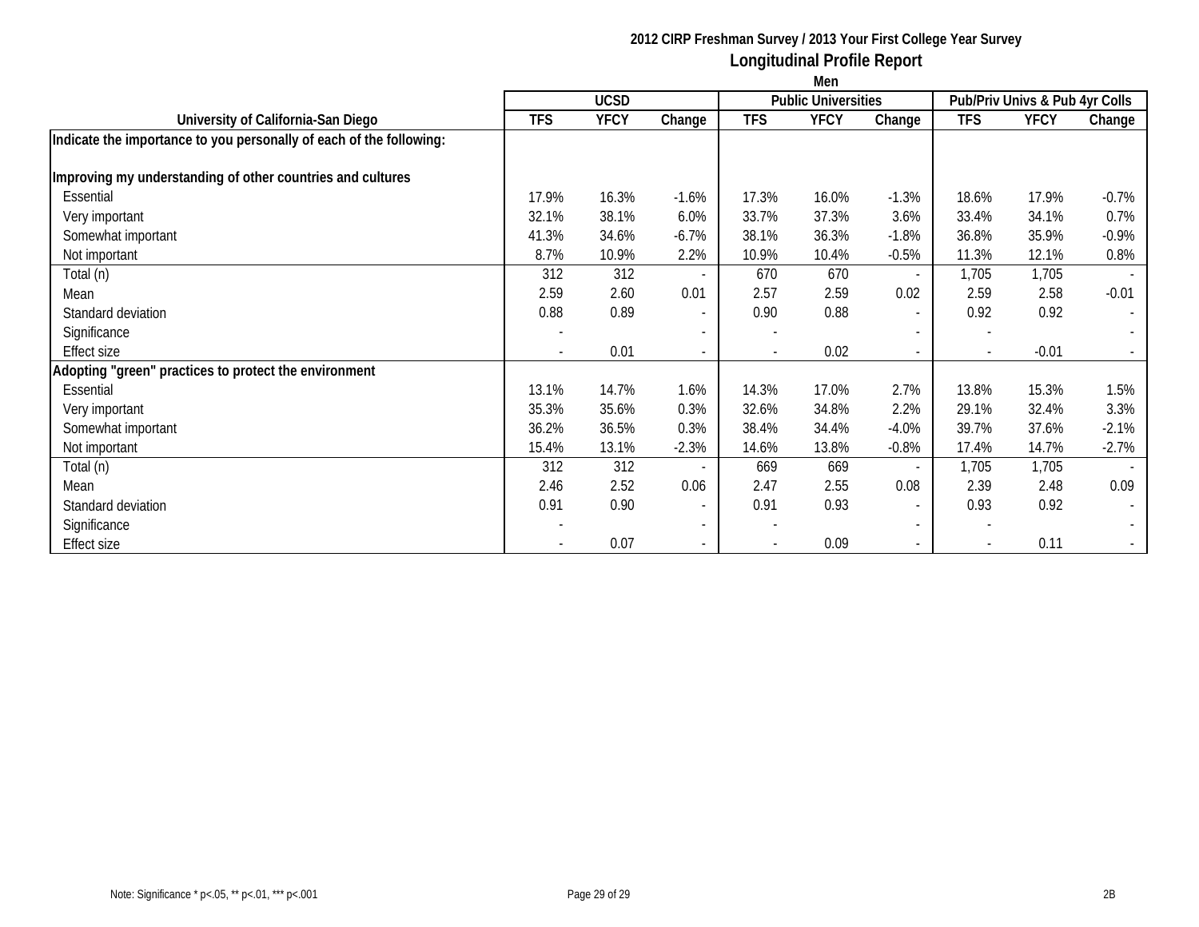# 2012 CIRP Freshman Survey / 2013 Your First College Year Survey

## Longitudinal Profile Report

### Men

| University of California-San Diego | UCSD | | | Public Universities | | | Pub/Priv Univs & Pub 4yr Colls | | |
|---|---|---|---|---|---|---|---|---|---|
| | TFS | YFCY | Change | TFS | YFCY | Change | TFS | YFCY | Change |
| **Indicate the importance to you personally of each of the following:** | | | | | | | | | |
| **Improving my understanding of other countries and cultures** | | | | | | | | | |
| Essential | 17.9% | 16.3% | -1.6% | 17.3% | 16.0% | -1.3% | 18.6% | 17.9% | -0.7% |
| Very important | 32.1% | 38.1% | 6.0% | 33.7% | 37.3% | 3.6% | 33.4% | 34.1% | 0.7% |
| Somewhat important | 41.3% | 34.6% | -6.7% | 38.1% | 36.3% | -1.8% | 36.8% | 35.9% | -0.9% |
| Not important | 8.7% | 10.9% | 2.2% | 10.9% | 10.4% | -0.5% | 11.3% | 12.1% | 0.8% |
| Total (n) | 312 | 312 | - | 670 | 670 | - | 1,705 | 1,705 | - |
| Mean | 2.59 | 2.60 | 0.01 | 2.57 | 2.59 | 0.02 | 2.59 | 2.58 | -0.01 |
| Standard deviation | 0.88 | 0.89 | - | 0.90 | 0.88 | - | 0.92 | 0.92 | - |
| Significance | - | | - | - | | - | - | | - |
| Effect size | - | 0.01 | - | - | 0.02 | - | - | -0.01 | - |
| **Adopting "green" practices to protect the environment** | | | | | | | | | |
| Essential | 13.1% | 14.7% | 1.6% | 14.3% | 17.0% | 2.7% | 13.8% | 15.3% | 1.5% |
| Very important | 35.3% | 35.6% | 0.3% | 32.6% | 34.8% | 2.2% | 29.1% | 32.4% | 3.3% |
| Somewhat important | 36.2% | 36.5% | 0.3% | 38.4% | 34.4% | -4.0% | 39.7% | 37.6% | -2.1% |
| Not important | 15.4% | 13.1% | -2.3% | 14.6% | 13.8% | -0.8% | 17.4% | 14.7% | -2.7% |
| Total (n) | 312 | 312 | - | 669 | 669 | - | 1,705 | 1,705 | - |
| Mean | 2.46 | 2.52 | 0.06 | 2.47 | 2.55 | 0.08 | 2.39 | 2.48 | 0.09 |
| Standard deviation | 0.91 | 0.90 | - | 0.91 | 0.93 | - | 0.93 | 0.92 | - |
| Significance | - | | - | - | | - | - | | - |
| Effect size | - | 0.07 | - | - | 0.09 | - | - | 0.11 | - |

Note: Significance * p<.05, ** p<.01, *** p<.001

2B